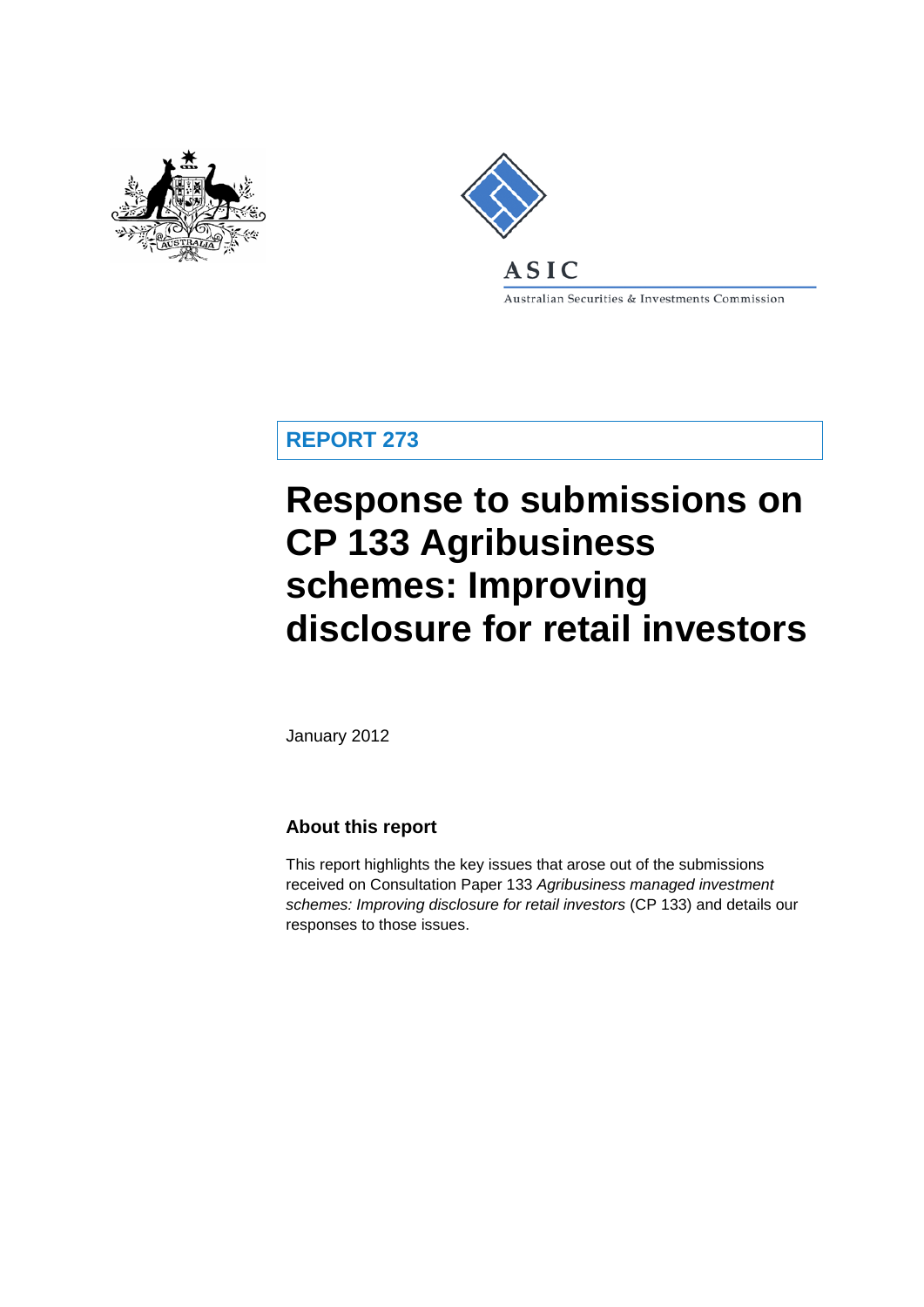ASIC

Australian Securities & Investments Commission

**REPORT 273**

# Response to submissions on CP 133 Agribusiness schemes: Improving disclosure for retail investors

January 2012

## About this report

This report highlights the key issues that arose out of the submissions received on Consultation Paper 133 *Agribusiness managed investment schemes: Improving disclosure for retail investors* (CP 133) and details our responses to those issues.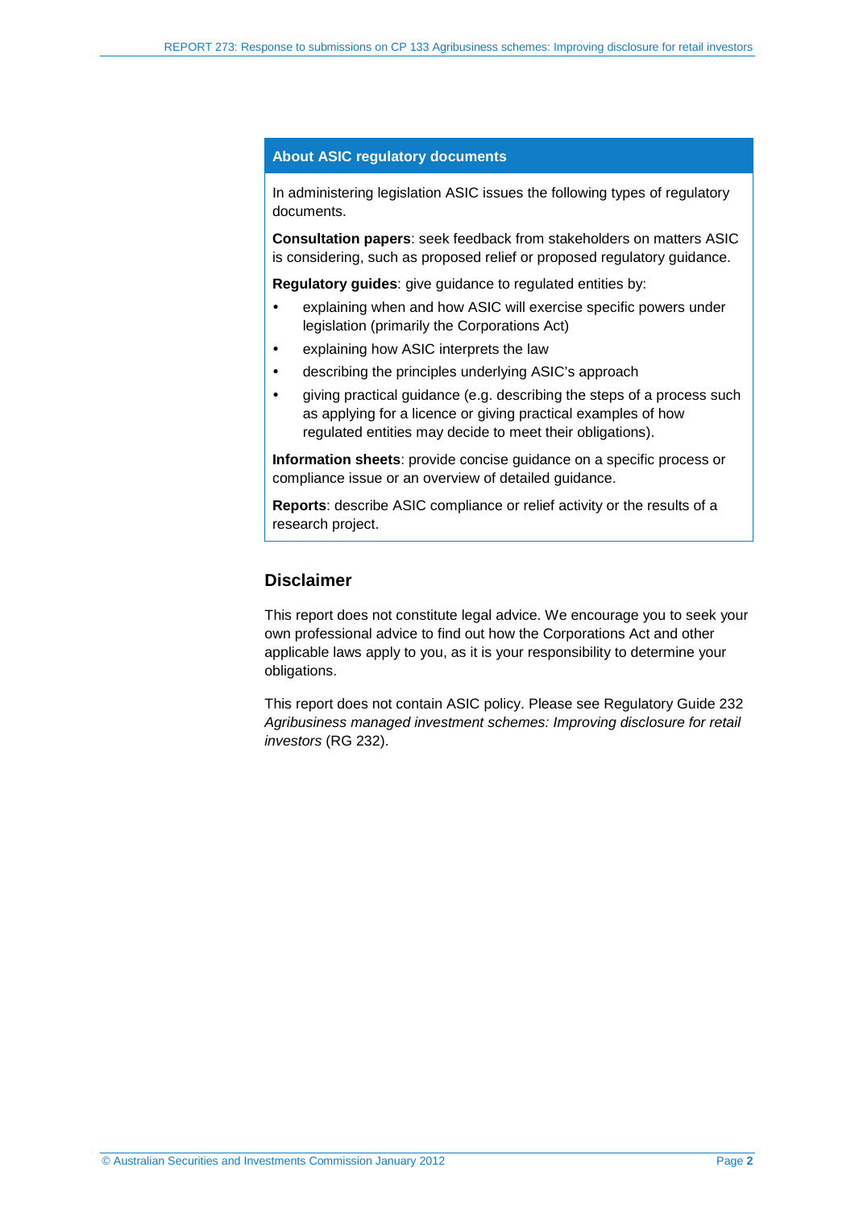## About ASIC regulatory documents

In administering legislation ASIC issues the following types of regulatory documents.

**Consultation papers**: seek feedback from stakeholders on matters ASIC is considering, such as proposed relief or proposed regulatory guidance.

**Regulatory guides**: give guidance to regulated entities by:

- explaining when and how ASIC will exercise specific powers under legislation (primarily the Corporations Act)
- explaining how ASIC interprets the law
- describing the principles underlying ASIC's approach
- giving practical guidance (e.g. describing the steps of a process such as applying for a licence or giving practical examples of how regulated entities may decide to meet their obligations).

**Information sheets**: provide concise guidance on a specific process or compliance issue or an overview of detailed guidance.

**Reports**: describe ASIC compliance or relief activity or the results of a research project.

## Disclaimer

This report does not constitute legal advice. We encourage you to seek your own professional advice to find out how the Corporations Act and other applicable laws apply to you, as it is your responsibility to determine your obligations.

This report does not contain ASIC policy. Please see Regulatory Guide 232 *Agribusiness managed investment schemes: Improving disclosure for retail investors* (RG 232).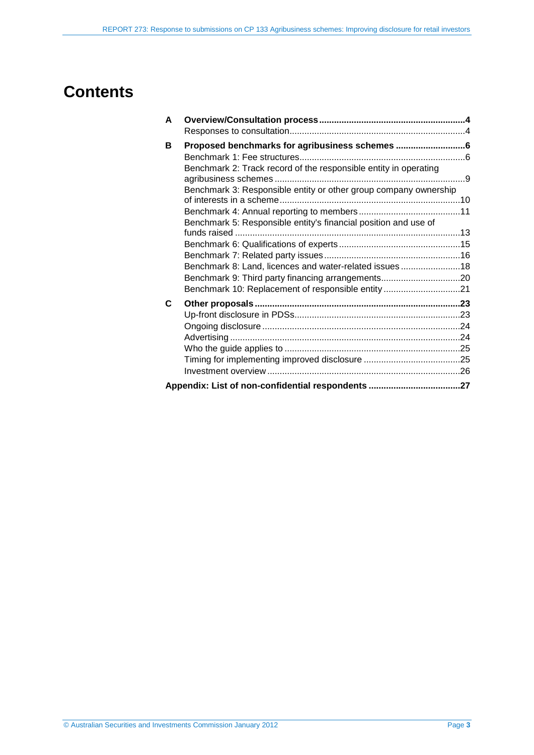# Contents

| | | |
|---|---|---|
| **A** | **Overview/Consultation process** | **4** |
| | Responses to consultation | 4 |
| **B** | **Proposed benchmarks for agribusiness schemes** | **6** |
| | Benchmark 1: Fee structures | 6 |
| | Benchmark 2: Track record of the responsible entity in operating agribusiness schemes | 9 |
| | Benchmark 3: Responsible entity or other group company ownership of interests in a scheme | 10 |
| | Benchmark 4: Annual reporting to members | 11 |
| | Benchmark 5: Responsible entity's financial position and use of funds raised | 13 |
| | Benchmark 6: Qualifications of experts | 15 |
| | Benchmark 7: Related party issues | 16 |
| | Benchmark 8: Land, licences and water-related issues | 18 |
| | Benchmark 9: Third party financing arrangements | 20 |
| | Benchmark 10: Replacement of responsible entity | 21 |
| **C** | **Other proposals** | **23** |
| | Up-front disclosure in PDSs | 23 |
| | Ongoing disclosure | 24 |
| | Advertising | 24 |
| | Who the guide applies to | 25 |
| | Timing for implementing improved disclosure | 25 |
| | Investment overview | 26 |
| **Appendix: List of non-confidential respondents** | | **27** |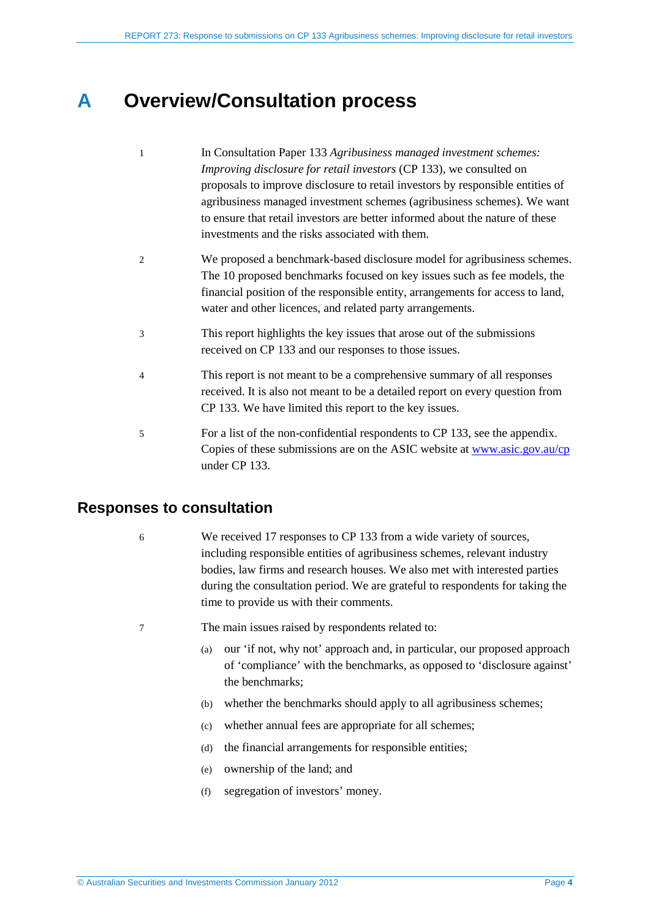# A Overview/Consultation process

1 In Consultation Paper 133 *Agribusiness managed investment schemes: Improving disclosure for retail investors* (CP 133), we consulted on proposals to improve disclosure to retail investors by responsible entities of agribusiness managed investment schemes (agribusiness schemes). We want to ensure that retail investors are better informed about the nature of these investments and the risks associated with them.

2 We proposed a benchmark-based disclosure model for agribusiness schemes. The 10 proposed benchmarks focused on key issues such as fee models, the financial position of the responsible entity, arrangements for access to land, water and other licences, and related party arrangements.

3 This report highlights the key issues that arose out of the submissions received on CP 133 and our responses to those issues.

4 This report is not meant to be a comprehensive summary of all responses received. It is also not meant to be a detailed report on every question from CP 133. We have limited this report to the key issues.

5 For a list of the non-confidential respondents to CP 133, see the appendix. Copies of these submissions are on the ASIC website at [www.asic.gov.au/cp](http://www.asic.gov.au/cp) under CP 133.

## Responses to consultation

6 We received 17 responses to CP 133 from a wide variety of sources, including responsible entities of agribusiness schemes, relevant industry bodies, law firms and research houses. We also met with interested parties during the consultation period. We are grateful to respondents for taking the time to provide us with their comments.

7 The main issues raised by respondents related to:

(a) our 'if not, why not' approach and, in particular, our proposed approach of 'compliance' with the benchmarks, as opposed to 'disclosure against' the benchmarks;

(b) whether the benchmarks should apply to all agribusiness schemes;

(c) whether annual fees are appropriate for all schemes;

(d) the financial arrangements for responsible entities;

(e) ownership of the land; and

(f) segregation of investors' money.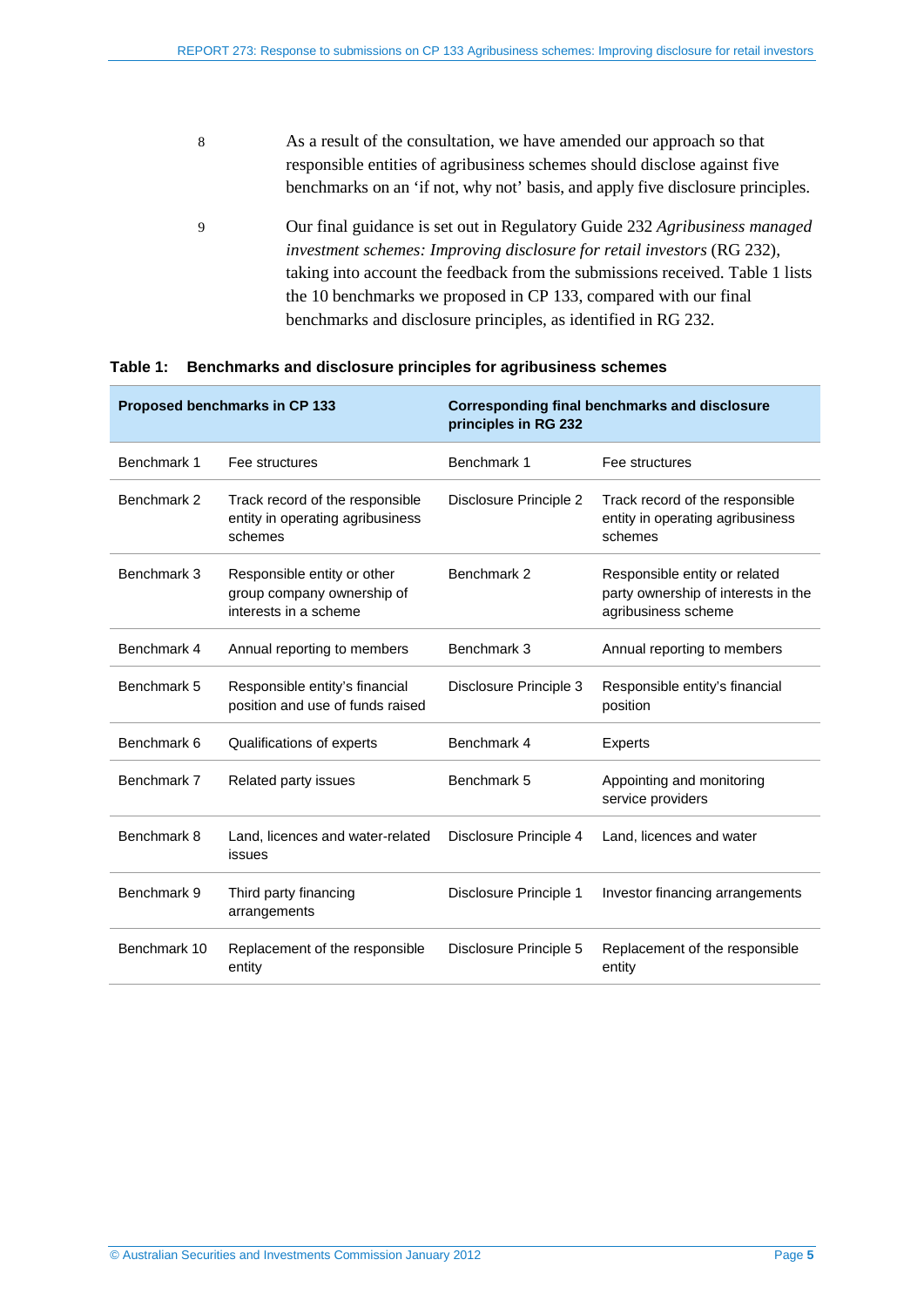8 As a result of the consultation, we have amended our approach so that responsible entities of agribusiness schemes should disclose against five benchmarks on an 'if not, why not' basis, and apply five disclosure principles.

9 Our final guidance is set out in Regulatory Guide 232 *Agribusiness managed investment schemes: Improving disclosure for retail investors* (RG 232), taking into account the feedback from the submissions received. Table 1 lists the 10 benchmarks we proposed in CP 133, compared with our final benchmarks and disclosure principles, as identified in RG 232.

**Table 1: Benchmarks and disclosure principles for agribusiness schemes**

| Proposed benchmarks in CP 133 | | Corresponding final benchmarks and disclosure principles in RG 232 | |
|---|---|---|---|
| Benchmark 1 | Fee structures | Benchmark 1 | Fee structures |
| Benchmark 2 | Track record of the responsible entity in operating agribusiness schemes | Disclosure Principle 2 | Track record of the responsible entity in operating agribusiness schemes |
| Benchmark 3 | Responsible entity or other group company ownership of interests in a scheme | Benchmark 2 | Responsible entity or related party ownership of interests in the agribusiness scheme |
| Benchmark 4 | Annual reporting to members | Benchmark 3 | Annual reporting to members |
| Benchmark 5 | Responsible entity's financial position and use of funds raised | Disclosure Principle 3 | Responsible entity's financial position |
| Benchmark 6 | Qualifications of experts | Benchmark 4 | Experts |
| Benchmark 7 | Related party issues | Benchmark 5 | Appointing and monitoring service providers |
| Benchmark 8 | Land, licences and water-related issues | Disclosure Principle 4 | Land, licences and water |
| Benchmark 9 | Third party financing arrangements | Disclosure Principle 1 | Investor financing arrangements |
| Benchmark 10 | Replacement of the responsible entity | Disclosure Principle 5 | Replacement of the responsible entity |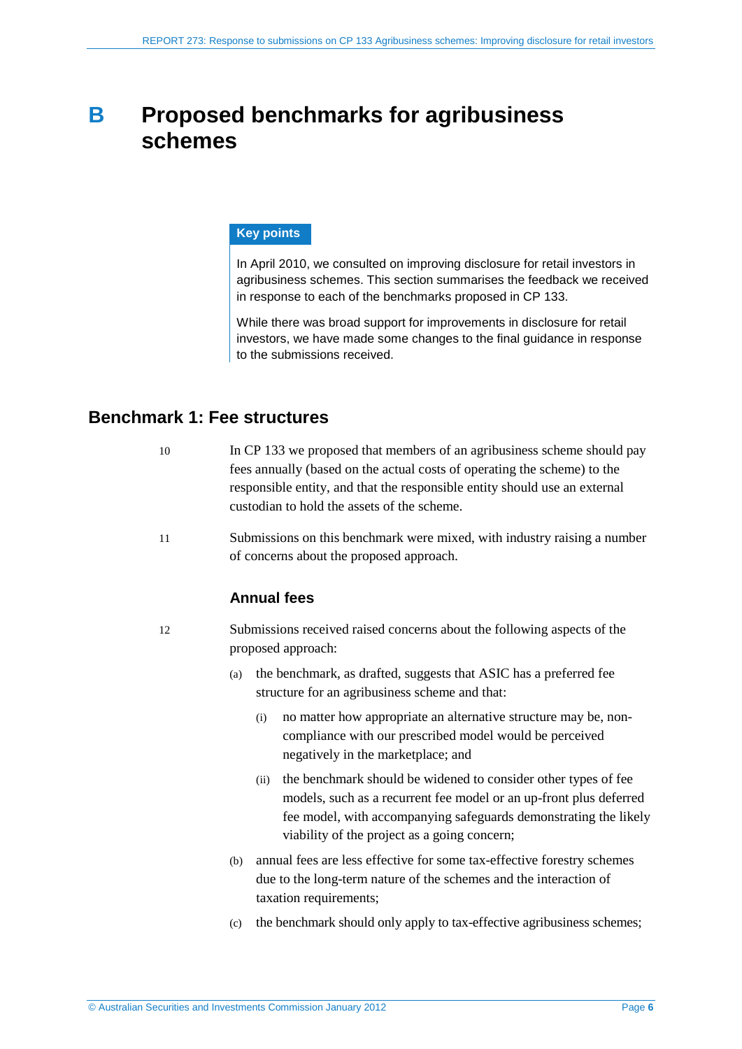# B Proposed benchmarks for agribusiness schemes

**Key points**

In April 2010, we consulted on improving disclosure for retail investors in agribusiness schemes. This section summarises the feedback we received in response to each of the benchmarks proposed in CP 133.

While there was broad support for improvements in disclosure for retail investors, we have made some changes to the final guidance in response to the submissions received.

## Benchmark 1: Fee structures

10 In CP 133 we proposed that members of an agribusiness scheme should pay fees annually (based on the actual costs of operating the scheme) to the responsible entity, and that the responsible entity should use an external custodian to hold the assets of the scheme.

11 Submissions on this benchmark were mixed, with industry raising a number of concerns about the proposed approach.

### Annual fees

12 Submissions received raised concerns about the following aspects of the proposed approach:

(a) the benchmark, as drafted, suggests that ASIC has a preferred fee structure for an agribusiness scheme and that:

(i) no matter how appropriate an alternative structure may be, non-compliance with our prescribed model would be perceived negatively in the marketplace; and

(ii) the benchmark should be widened to consider other types of fee models, such as a recurrent fee model or an up-front plus deferred fee model, with accompanying safeguards demonstrating the likely viability of the project as a going concern;

(b) annual fees are less effective for some tax-effective forestry schemes due to the long-term nature of the schemes and the interaction of taxation requirements;

(c) the benchmark should only apply to tax-effective agribusiness schemes;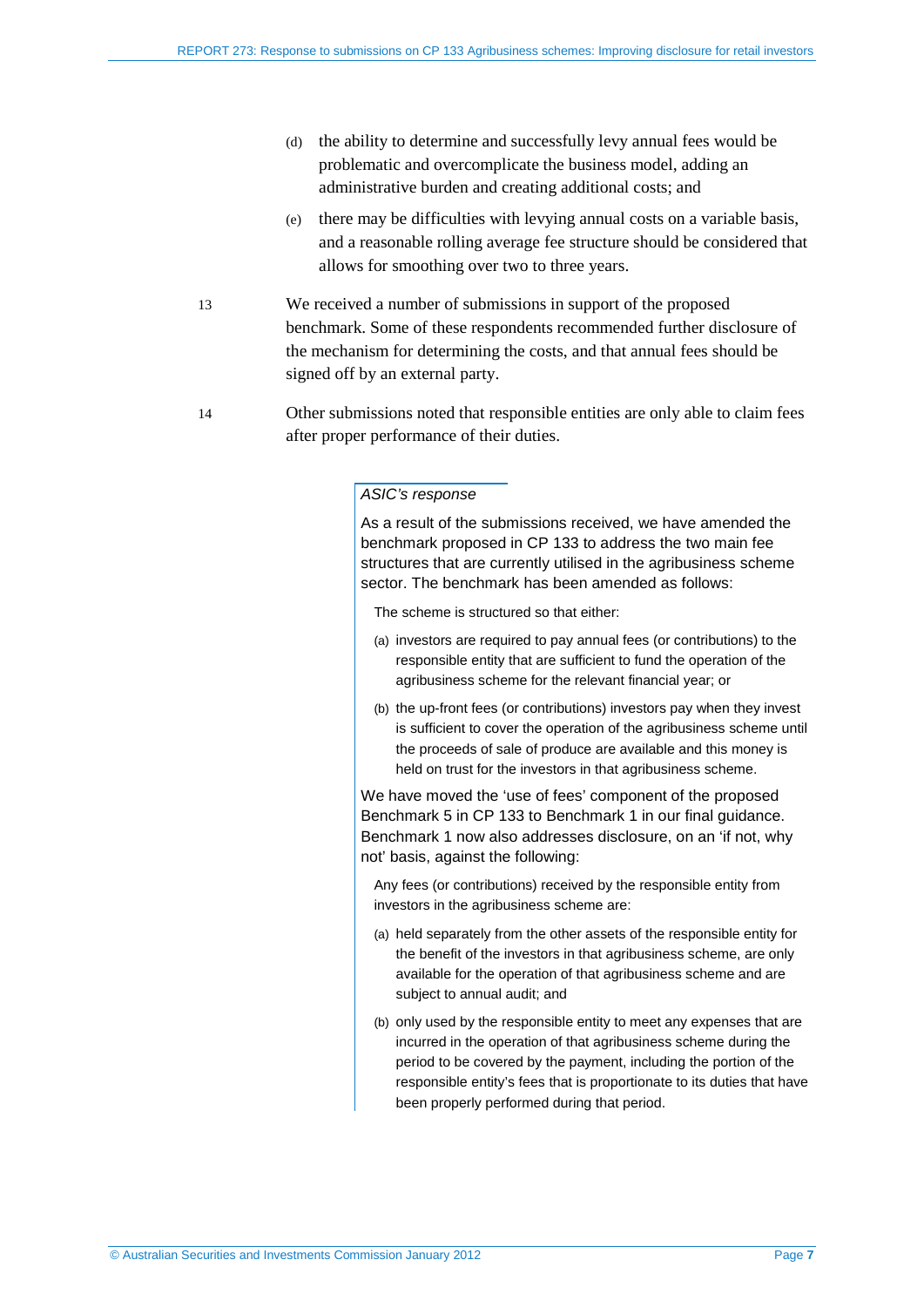(d) the ability to determine and successfully levy annual fees would be problematic and overcomplicate the business model, adding an administrative burden and creating additional costs; and

(e) there may be difficulties with levying annual costs on a variable basis, and a reasonable rolling average fee structure should be considered that allows for smoothing over two to three years.

13 We received a number of submissions in support of the proposed benchmark. Some of these respondents recommended further disclosure of the mechanism for determining the costs, and that annual fees should be signed off by an external party.

14 Other submissions noted that responsible entities are only able to claim fees after proper performance of their duties.

> *ASIC's response*
>
> As a result of the submissions received, we have amended the benchmark proposed in CP 133 to address the two main fee structures that are currently utilised in the agribusiness scheme sector. The benchmark has been amended as follows:
>
> The scheme is structured so that either:
>
> (a) investors are required to pay annual fees (or contributions) to the responsible entity that are sufficient to fund the operation of the agribusiness scheme for the relevant financial year; or
>
> (b) the up-front fees (or contributions) investors pay when they invest is sufficient to cover the operation of the agribusiness scheme until the proceeds of sale of produce are available and this money is held on trust for the investors in that agribusiness scheme.
>
> We have moved the 'use of fees' component of the proposed Benchmark 5 in CP 133 to Benchmark 1 in our final guidance. Benchmark 1 now also addresses disclosure, on an 'if not, why not' basis, against the following:
>
> Any fees (or contributions) received by the responsible entity from investors in the agribusiness scheme are:
>
> (a) held separately from the other assets of the responsible entity for the benefit of the investors in that agribusiness scheme, are only available for the operation of that agribusiness scheme and are subject to annual audit; and
>
> (b) only used by the responsible entity to meet any expenses that are incurred in the operation of that agribusiness scheme during the period to be covered by the payment, including the portion of the responsible entity's fees that is proportionate to its duties that have been properly performed during that period.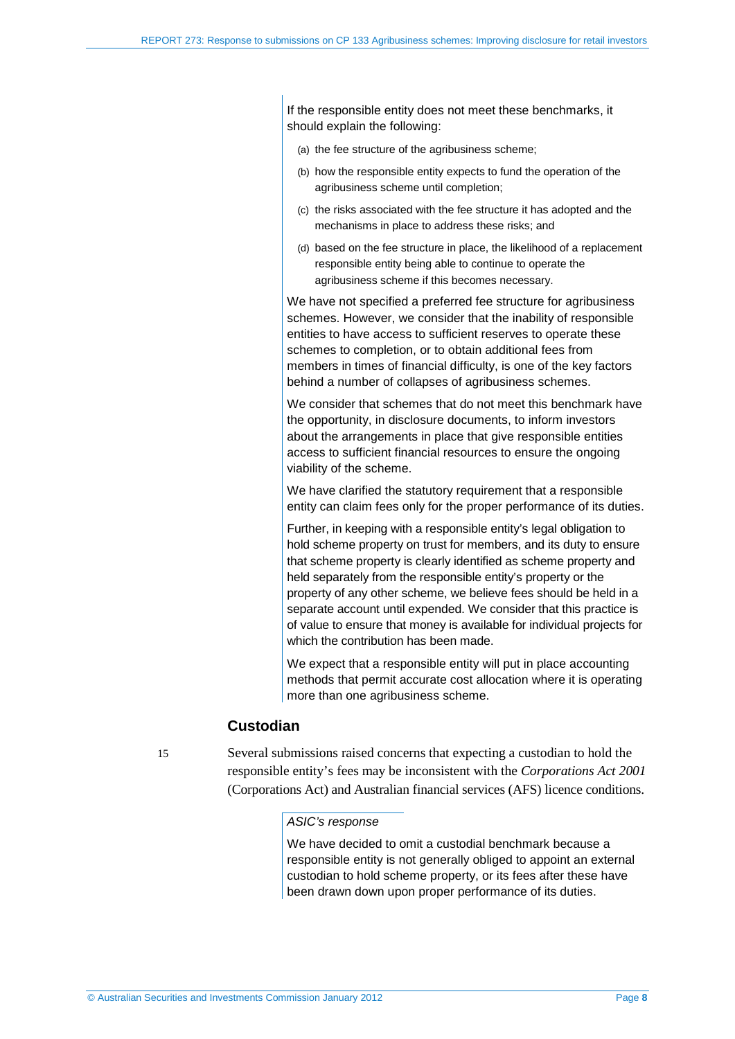If the responsible entity does not meet these benchmarks, it should explain the following:

(a) the fee structure of the agribusiness scheme;

(b) how the responsible entity expects to fund the operation of the agribusiness scheme until completion;

(c) the risks associated with the fee structure it has adopted and the mechanisms in place to address these risks; and

(d) based on the fee structure in place, the likelihood of a replacement responsible entity being able to continue to operate the agribusiness scheme if this becomes necessary.

We have not specified a preferred fee structure for agribusiness schemes. However, we consider that the inability of responsible entities to have access to sufficient reserves to operate these schemes to completion, or to obtain additional fees from members in times of financial difficulty, is one of the key factors behind a number of collapses of agribusiness schemes.

We consider that schemes that do not meet this benchmark have the opportunity, in disclosure documents, to inform investors about the arrangements in place that give responsible entities access to sufficient financial resources to ensure the ongoing viability of the scheme.

We have clarified the statutory requirement that a responsible entity can claim fees only for the proper performance of its duties.

Further, in keeping with a responsible entity's legal obligation to hold scheme property on trust for members, and its duty to ensure that scheme property is clearly identified as scheme property and held separately from the responsible entity's property or the property of any other scheme, we believe fees should be held in a separate account until expended. We consider that this practice is of value to ensure that money is available for individual projects for which the contribution has been made.

We expect that a responsible entity will put in place accounting methods that permit accurate cost allocation where it is operating more than one agribusiness scheme.

## Custodian

15 Several submissions raised concerns that expecting a custodian to hold the responsible entity's fees may be inconsistent with the *Corporations Act 2001* (Corporations Act) and Australian financial services (AFS) licence conditions.

*ASIC's response*

We have decided to omit a custodial benchmark because a responsible entity is not generally obliged to appoint an external custodian to hold scheme property, or its fees after these have been drawn down upon proper performance of its duties.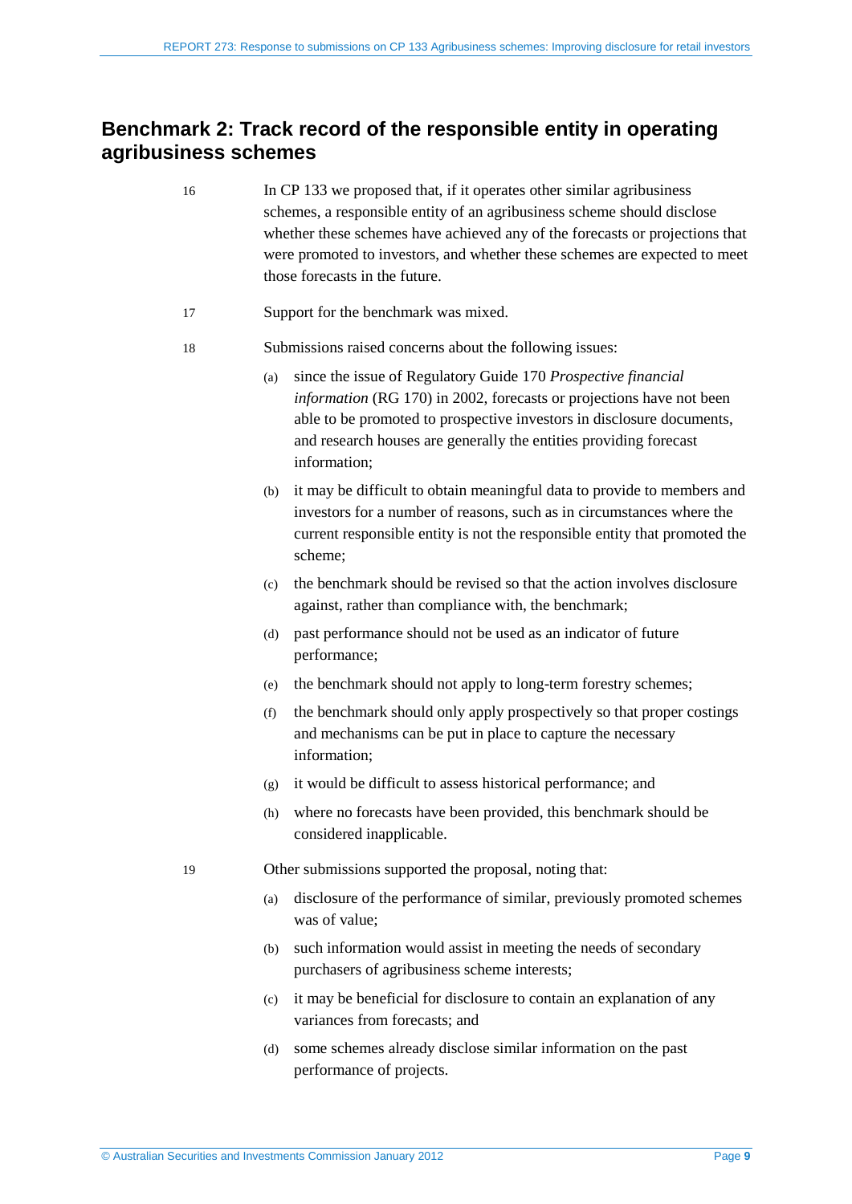## Benchmark 2: Track record of the responsible entity in operating agribusiness schemes

16 In CP 133 we proposed that, if it operates other similar agribusiness schemes, a responsible entity of an agribusiness scheme should disclose whether these schemes have achieved any of the forecasts or projections that were promoted to investors, and whether these schemes are expected to meet those forecasts in the future.

17 Support for the benchmark was mixed.

18 Submissions raised concerns about the following issues:

- (a) since the issue of Regulatory Guide 170 *Prospective financial information* (RG 170) in 2002, forecasts or projections have not been able to be promoted to prospective investors in disclosure documents, and research houses are generally the entities providing forecast information;
- (b) it may be difficult to obtain meaningful data to provide to members and investors for a number of reasons, such as in circumstances where the current responsible entity is not the responsible entity that promoted the scheme;
- (c) the benchmark should be revised so that the action involves disclosure against, rather than compliance with, the benchmark;
- (d) past performance should not be used as an indicator of future performance;
- (e) the benchmark should not apply to long-term forestry schemes;
- (f) the benchmark should only apply prospectively so that proper costings and mechanisms can be put in place to capture the necessary information;
- (g) it would be difficult to assess historical performance; and
- (h) where no forecasts have been provided, this benchmark should be considered inapplicable.

19 Other submissions supported the proposal, noting that:

- (a) disclosure of the performance of similar, previously promoted schemes was of value;
- (b) such information would assist in meeting the needs of secondary purchasers of agribusiness scheme interests;
- (c) it may be beneficial for disclosure to contain an explanation of any variances from forecasts; and
- (d) some schemes already disclose similar information on the past performance of projects.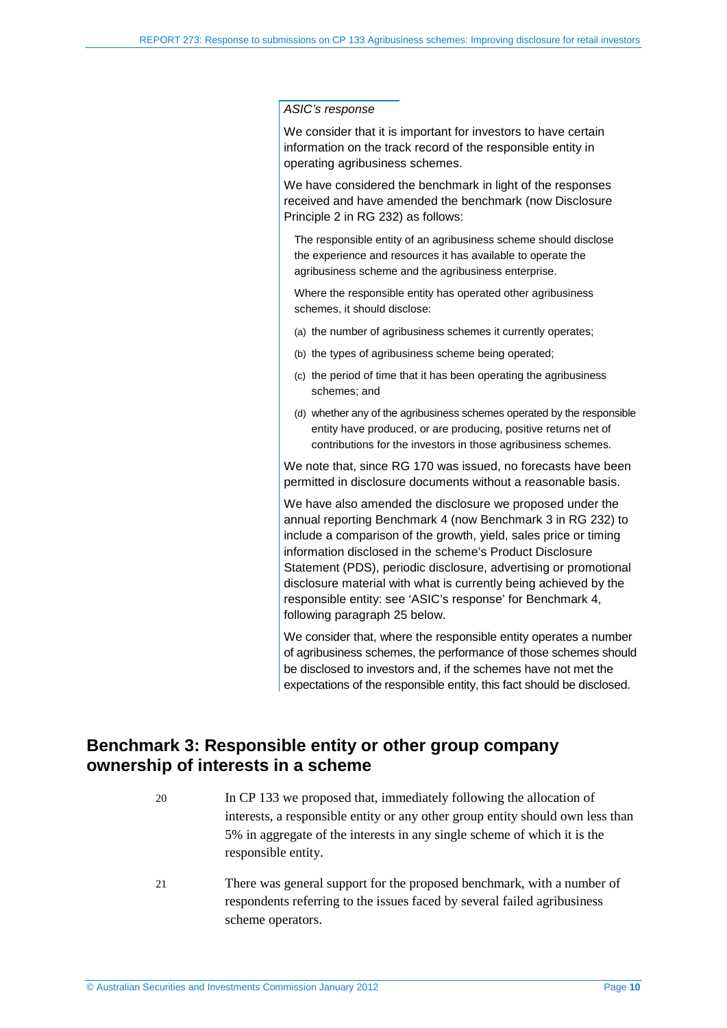*ASIC's response*

We consider that it is important for investors to have certain information on the track record of the responsible entity in operating agribusiness schemes.

We have considered the benchmark in light of the responses received and have amended the benchmark (now Disclosure Principle 2 in RG 232) as follows:

> The responsible entity of an agribusiness scheme should disclose the experience and resources it has available to operate the agribusiness scheme and the agribusiness enterprise.
>
> Where the responsible entity has operated other agribusiness schemes, it should disclose:
>
> (a) the number of agribusiness schemes it currently operates;
>
> (b) the types of agribusiness scheme being operated;
>
> (c) the period of time that it has been operating the agribusiness schemes; and
>
> (d) whether any of the agribusiness schemes operated by the responsible entity have produced, or are producing, positive returns net of contributions for the investors in those agribusiness schemes.

We note that, since RG 170 was issued, no forecasts have been permitted in disclosure documents without a reasonable basis.

We have also amended the disclosure we proposed under the annual reporting Benchmark 4 (now Benchmark 3 in RG 232) to include a comparison of the growth, yield, sales price or timing information disclosed in the scheme's Product Disclosure Statement (PDS), periodic disclosure, advertising or promotional disclosure material with what is currently being achieved by the responsible entity: see 'ASIC's response' for Benchmark 4, following paragraph 25 below.

We consider that, where the responsible entity operates a number of agribusiness schemes, the performance of those schemes should be disclosed to investors and, if the schemes have not met the expectations of the responsible entity, this fact should be disclosed.

## Benchmark 3: Responsible entity or other group company ownership of interests in a scheme

20 In CP 133 we proposed that, immediately following the allocation of interests, a responsible entity or any other group entity should own less than 5% in aggregate of the interests in any single scheme of which it is the responsible entity.

21 There was general support for the proposed benchmark, with a number of respondents referring to the issues faced by several failed agribusiness scheme operators.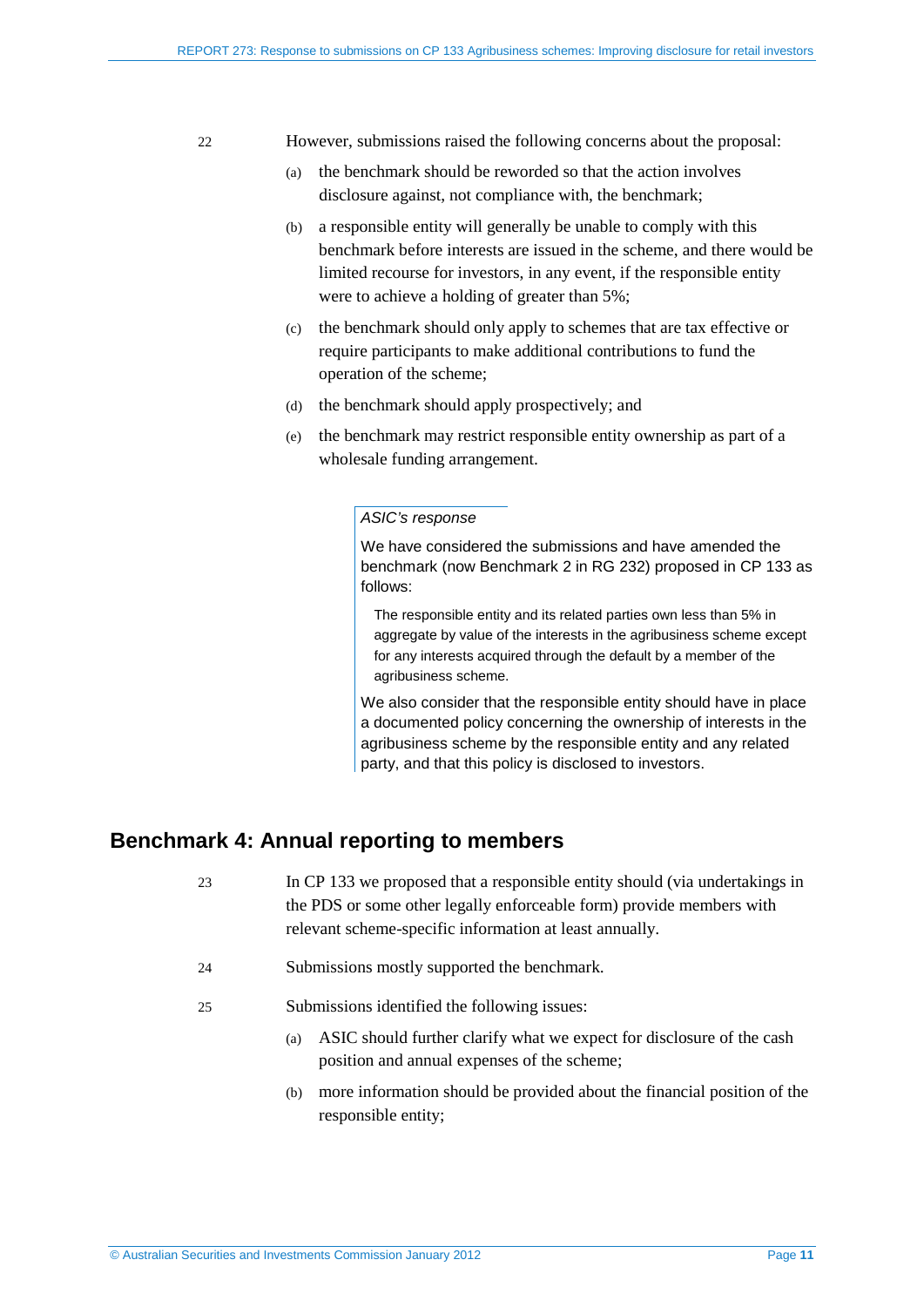22 However, submissions raised the following concerns about the proposal:

(a) the benchmark should be reworded so that the action involves disclosure against, not compliance with, the benchmark;

(b) a responsible entity will generally be unable to comply with this benchmark before interests are issued in the scheme, and there would be limited recourse for investors, in any event, if the responsible entity were to achieve a holding of greater than 5%;

(c) the benchmark should only apply to schemes that are tax effective or require participants to make additional contributions to fund the operation of the scheme;

(d) the benchmark should apply prospectively; and

(e) the benchmark may restrict responsible entity ownership as part of a wholesale funding arrangement.

> *ASIC's response*
>
> We have considered the submissions and have amended the benchmark (now Benchmark 2 in RG 232) proposed in CP 133 as follows:
>
> > The responsible entity and its related parties own less than 5% in aggregate by value of the interests in the agribusiness scheme except for any interests acquired through the default by a member of the agribusiness scheme.
>
> We also consider that the responsible entity should have in place a documented policy concerning the ownership of interests in the agribusiness scheme by the responsible entity and any related party, and that this policy is disclosed to investors.

## Benchmark 4: Annual reporting to members

23 In CP 133 we proposed that a responsible entity should (via undertakings in the PDS or some other legally enforceable form) provide members with relevant scheme-specific information at least annually.

24 Submissions mostly supported the benchmark.

25 Submissions identified the following issues:

(a) ASIC should further clarify what we expect for disclosure of the cash position and annual expenses of the scheme;

(b) more information should be provided about the financial position of the responsible entity;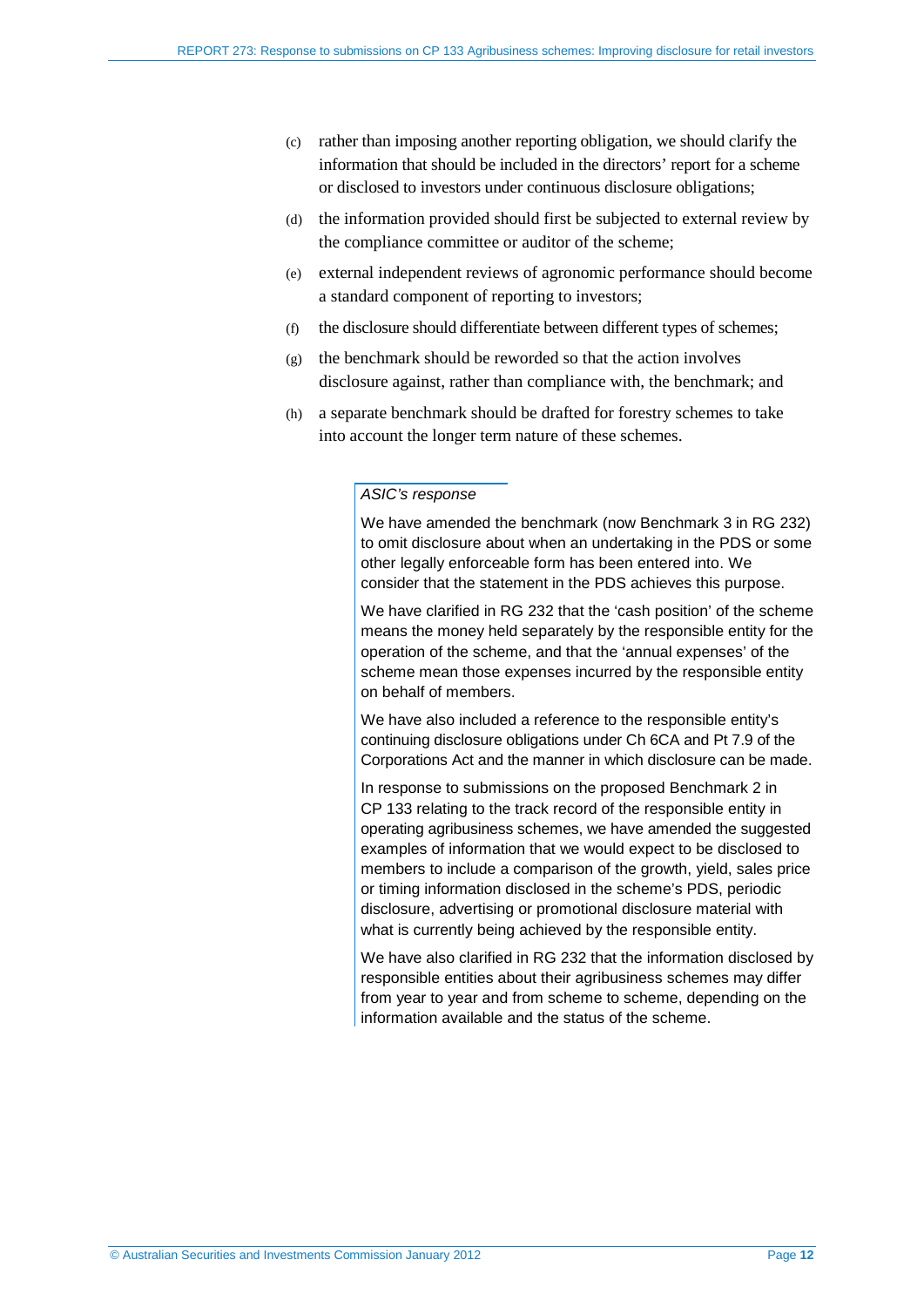(c) rather than imposing another reporting obligation, we should clarify the information that should be included in the directors' report for a scheme or disclosed to investors under continuous disclosure obligations;

(d) the information provided should first be subjected to external review by the compliance committee or auditor of the scheme;

(e) external independent reviews of agronomic performance should become a standard component of reporting to investors;

(f) the disclosure should differentiate between different types of schemes;

(g) the benchmark should be reworded so that the action involves disclosure against, rather than compliance with, the benchmark; and

(h) a separate benchmark should be drafted for forestry schemes to take into account the longer term nature of these schemes.

> *ASIC's response*
>
> We have amended the benchmark (now Benchmark 3 in RG 232) to omit disclosure about when an undertaking in the PDS or some other legally enforceable form has been entered into. We consider that the statement in the PDS achieves this purpose.
>
> We have clarified in RG 232 that the 'cash position' of the scheme means the money held separately by the responsible entity for the operation of the scheme, and that the 'annual expenses' of the scheme mean those expenses incurred by the responsible entity on behalf of members.
>
> We have also included a reference to the responsible entity's continuing disclosure obligations under Ch 6CA and Pt 7.9 of the Corporations Act and the manner in which disclosure can be made.
>
> In response to submissions on the proposed Benchmark 2 in CP 133 relating to the track record of the responsible entity in operating agribusiness schemes, we have amended the suggested examples of information that we would expect to be disclosed to members to include a comparison of the growth, yield, sales price or timing information disclosed in the scheme's PDS, periodic disclosure, advertising or promotional disclosure material with what is currently being achieved by the responsible entity.
>
> We have also clarified in RG 232 that the information disclosed by responsible entities about their agribusiness schemes may differ from year to year and from scheme to scheme, depending on the information available and the status of the scheme.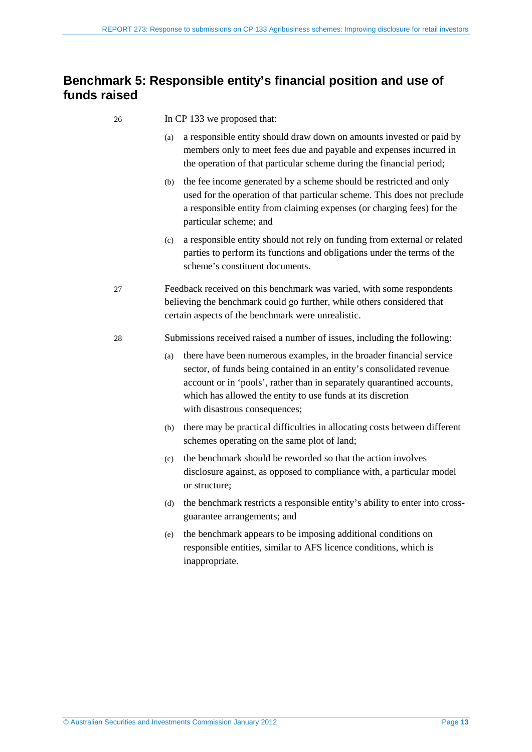## Benchmark 5: Responsible entity's financial position and use of funds raised

26 In CP 133 we proposed that:

(a) a responsible entity should draw down on amounts invested or paid by members only to meet fees due and payable and expenses incurred in the operation of that particular scheme during the financial period;

(b) the fee income generated by a scheme should be restricted and only used for the operation of that particular scheme. This does not preclude a responsible entity from claiming expenses (or charging fees) for the particular scheme; and

(c) a responsible entity should not rely on funding from external or related parties to perform its functions and obligations under the terms of the scheme's constituent documents.

27 Feedback received on this benchmark was varied, with some respondents believing the benchmark could go further, while others considered that certain aspects of the benchmark were unrealistic.

28 Submissions received raised a number of issues, including the following:

(a) there have been numerous examples, in the broader financial service sector, of funds being contained in an entity's consolidated revenue account or in 'pools', rather than in separately quarantined accounts, which has allowed the entity to use funds at its discretion with disastrous consequences;

(b) there may be practical difficulties in allocating costs between different schemes operating on the same plot of land;

(c) the benchmark should be reworded so that the action involves disclosure against, as opposed to compliance with, a particular model or structure;

(d) the benchmark restricts a responsible entity's ability to enter into cross-guarantee arrangements; and

(e) the benchmark appears to be imposing additional conditions on responsible entities, similar to AFS licence conditions, which is inappropriate.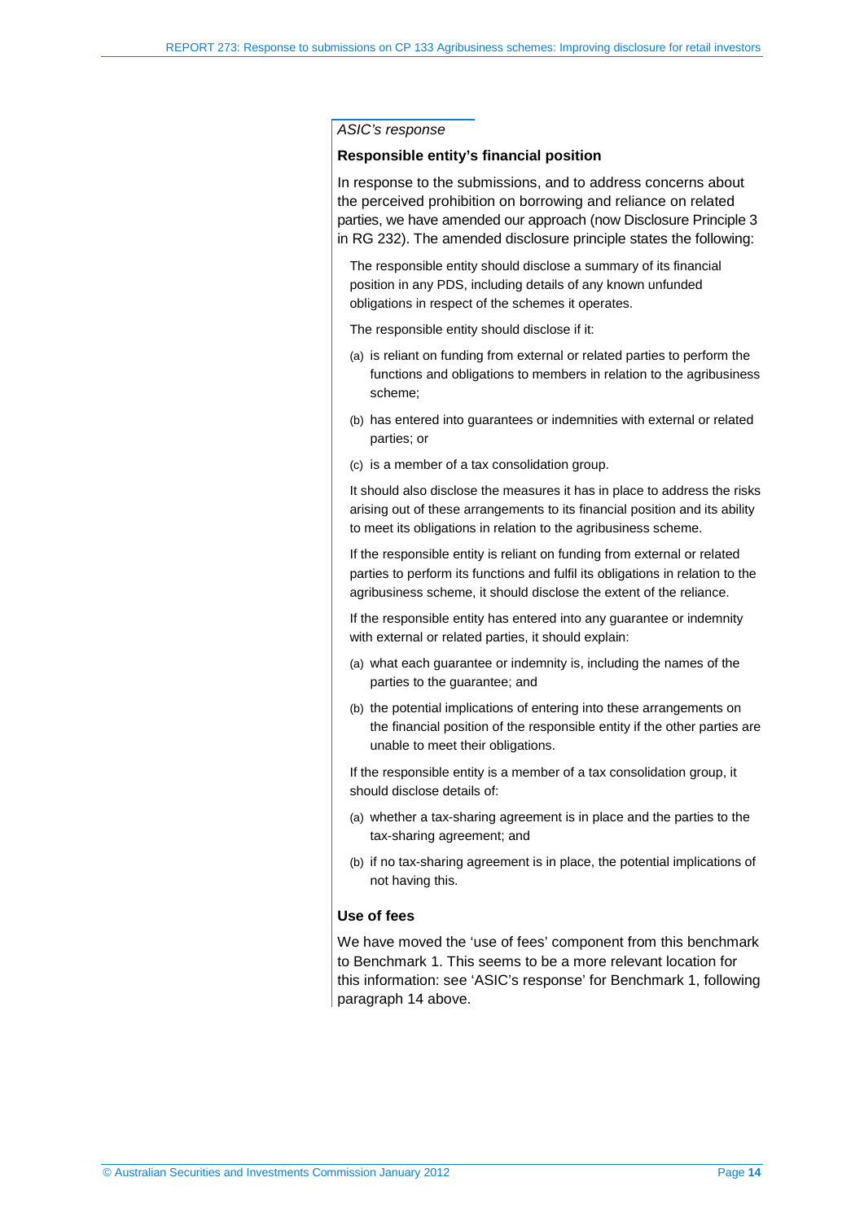*ASIC's response*

**Responsible entity's financial position**

In response to the submissions, and to address concerns about the perceived prohibition on borrowing and reliance on related parties, we have amended our approach (now Disclosure Principle 3 in RG 232). The amended disclosure principle states the following:

> The responsible entity should disclose a summary of its financial position in any PDS, including details of any known unfunded obligations in respect of the schemes it operates.
>
> The responsible entity should disclose if it:
>
> (a) is reliant on funding from external or related parties to perform the functions and obligations to members in relation to the agribusiness scheme;
>
> (b) has entered into guarantees or indemnities with external or related parties; or
>
> (c) is a member of a tax consolidation group.
>
> It should also disclose the measures it has in place to address the risks arising out of these arrangements to its financial position and its ability to meet its obligations in relation to the agribusiness scheme.
>
> If the responsible entity is reliant on funding from external or related parties to perform its functions and fulfil its obligations in relation to the agribusiness scheme, it should disclose the extent of the reliance.
>
> If the responsible entity has entered into any guarantee or indemnity with external or related parties, it should explain:
>
> (a) what each guarantee or indemnity is, including the names of the parties to the guarantee; and
>
> (b) the potential implications of entering into these arrangements on the financial position of the responsible entity if the other parties are unable to meet their obligations.
>
> If the responsible entity is a member of a tax consolidation group, it should disclose details of:
>
> (a) whether a tax-sharing agreement is in place and the parties to the tax-sharing agreement; and
>
> (b) if no tax-sharing agreement is in place, the potential implications of not having this.

**Use of fees**

We have moved the 'use of fees' component from this benchmark to Benchmark 1. This seems to be a more relevant location for this information: see 'ASIC's response' for Benchmark 1, following paragraph 14 above.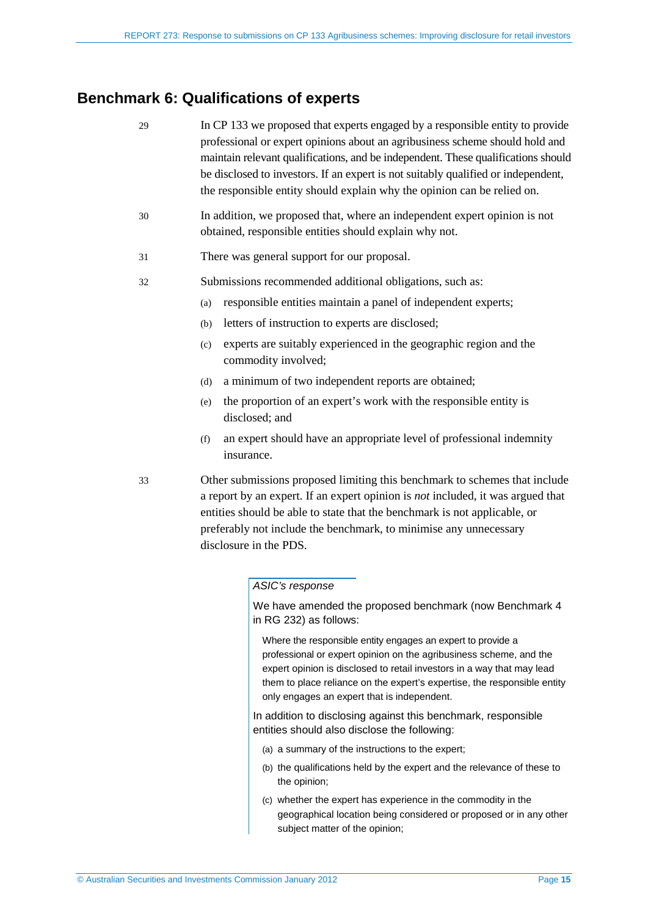## Benchmark 6: Qualifications of experts

29 In CP 133 we proposed that experts engaged by a responsible entity to provide professional or expert opinions about an agribusiness scheme should hold and maintain relevant qualifications, and be independent. These qualifications should be disclosed to investors. If an expert is not suitably qualified or independent, the responsible entity should explain why the opinion can be relied on.

30 In addition, we proposed that, where an independent expert opinion is not obtained, responsible entities should explain why not.

31 There was general support for our proposal.

32 Submissions recommended additional obligations, such as:

(a) responsible entities maintain a panel of independent experts;

(b) letters of instruction to experts are disclosed;

(c) experts are suitably experienced in the geographic region and the commodity involved;

(d) a minimum of two independent reports are obtained;

(e) the proportion of an expert's work with the responsible entity is disclosed; and

(f) an expert should have an appropriate level of professional indemnity insurance.

33 Other submissions proposed limiting this benchmark to schemes that include a report by an expert. If an expert opinion is *not* included, it was argued that entities should be able to state that the benchmark is not applicable, or preferably not include the benchmark, to minimise any unnecessary disclosure in the PDS.

> *ASIC's response*
>
> We have amended the proposed benchmark (now Benchmark 4 in RG 232) as follows:
>
> > Where the responsible entity engages an expert to provide a professional or expert opinion on the agribusiness scheme, and the expert opinion is disclosed to retail investors in a way that may lead them to place reliance on the expert's expertise, the responsible entity only engages an expert that is independent.
>
> In addition to disclosing against this benchmark, responsible entities should also disclose the following:
>
> (a) a summary of the instructions to the expert;
>
> (b) the qualifications held by the expert and the relevance of these to the opinion;
>
> (c) whether the expert has experience in the commodity in the geographical location being considered or proposed or in any other subject matter of the opinion;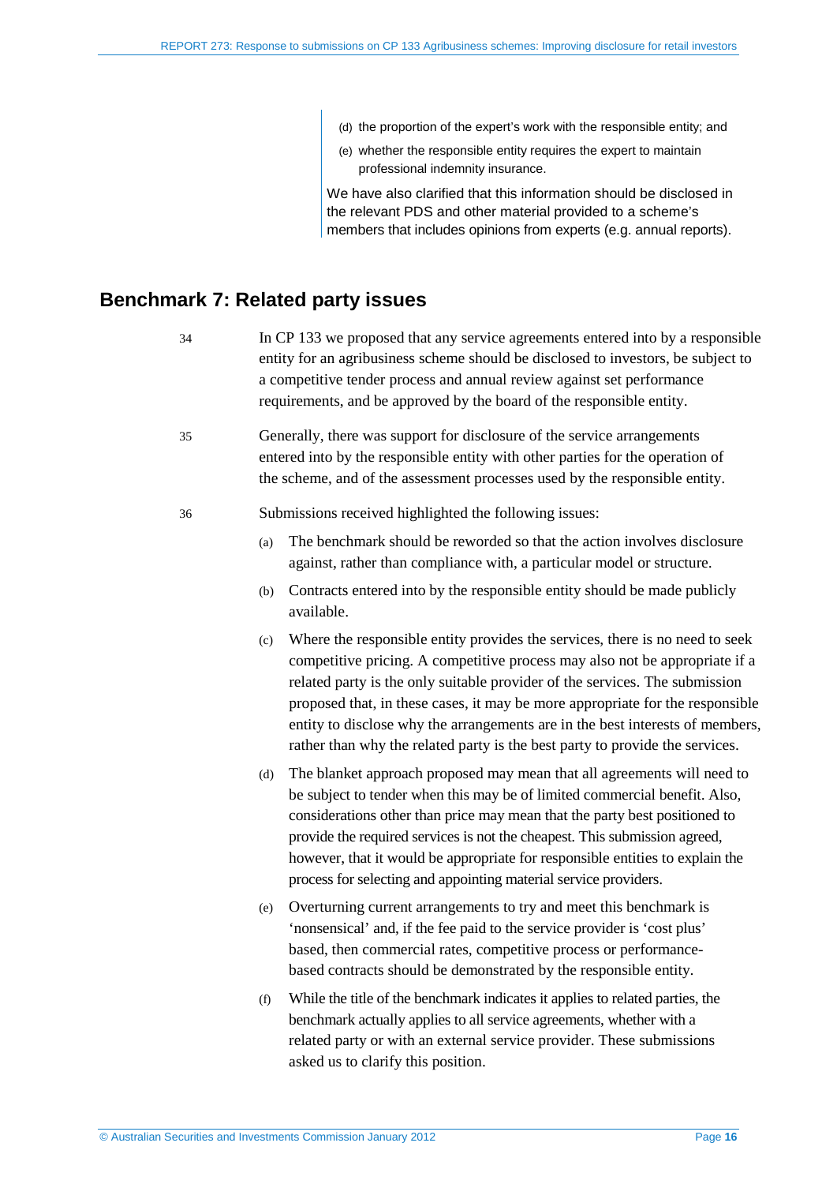(d) the proportion of the expert's work with the responsible entity; and

(e) whether the responsible entity requires the expert to maintain professional indemnity insurance.

We have also clarified that this information should be disclosed in the relevant PDS and other material provided to a scheme's members that includes opinions from experts (e.g. annual reports).

## Benchmark 7: Related party issues

34 In CP 133 we proposed that any service agreements entered into by a responsible entity for an agribusiness scheme should be disclosed to investors, be subject to a competitive tender process and annual review against set performance requirements, and be approved by the board of the responsible entity.

35 Generally, there was support for disclosure of the service arrangements entered into by the responsible entity with other parties for the operation of the scheme, and of the assessment processes used by the responsible entity.

36 Submissions received highlighted the following issues:

(a) The benchmark should be reworded so that the action involves disclosure against, rather than compliance with, a particular model or structure.

(b) Contracts entered into by the responsible entity should be made publicly available.

(c) Where the responsible entity provides the services, there is no need to seek competitive pricing. A competitive process may also not be appropriate if a related party is the only suitable provider of the services. The submission proposed that, in these cases, it may be more appropriate for the responsible entity to disclose why the arrangements are in the best interests of members, rather than why the related party is the best party to provide the services.

(d) The blanket approach proposed may mean that all agreements will need to be subject to tender when this may be of limited commercial benefit. Also, considerations other than price may mean that the party best positioned to provide the required services is not the cheapest. This submission agreed, however, that it would be appropriate for responsible entities to explain the process for selecting and appointing material service providers.

(e) Overturning current arrangements to try and meet this benchmark is 'nonsensical' and, if the fee paid to the service provider is 'cost plus' based, then commercial rates, competitive process or performance-based contracts should be demonstrated by the responsible entity.

(f) While the title of the benchmark indicates it applies to related parties, the benchmark actually applies to all service agreements, whether with a related party or with an external service provider. These submissions asked us to clarify this position.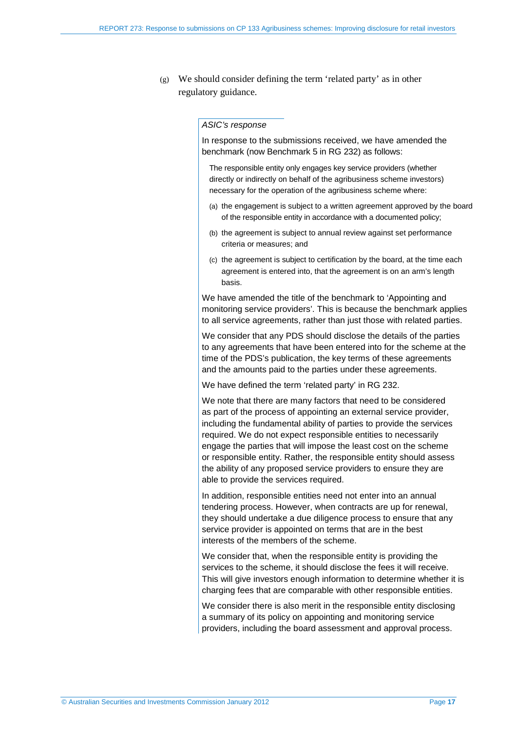(g) We should consider defining the term 'related party' as in other regulatory guidance.

*ASIC's response*

In response to the submissions received, we have amended the benchmark (now Benchmark 5 in RG 232) as follows:

> The responsible entity only engages key service providers (whether directly or indirectly on behalf of the agribusiness scheme investors) necessary for the operation of the agribusiness scheme where:
>
> (a) the engagement is subject to a written agreement approved by the board of the responsible entity in accordance with a documented policy;
>
> (b) the agreement is subject to annual review against set performance criteria or measures; and
>
> (c) the agreement is subject to certification by the board, at the time each agreement is entered into, that the agreement is on an arm's length basis.

We have amended the title of the benchmark to 'Appointing and monitoring service providers'. This is because the benchmark applies to all service agreements, rather than just those with related parties.

We consider that any PDS should disclose the details of the parties to any agreements that have been entered into for the scheme at the time of the PDS's publication, the key terms of these agreements and the amounts paid to the parties under these agreements.

We have defined the term 'related party' in RG 232.

We note that there are many factors that need to be considered as part of the process of appointing an external service provider, including the fundamental ability of parties to provide the services required. We do not expect responsible entities to necessarily engage the parties that will impose the least cost on the scheme or responsible entity. Rather, the responsible entity should assess the ability of any proposed service providers to ensure they are able to provide the services required.

In addition, responsible entities need not enter into an annual tendering process. However, when contracts are up for renewal, they should undertake a due diligence process to ensure that any service provider is appointed on terms that are in the best interests of the members of the scheme.

We consider that, when the responsible entity is providing the services to the scheme, it should disclose the fees it will receive. This will give investors enough information to determine whether it is charging fees that are comparable with other responsible entities.

We consider there is also merit in the responsible entity disclosing a summary of its policy on appointing and monitoring service providers, including the board assessment and approval process.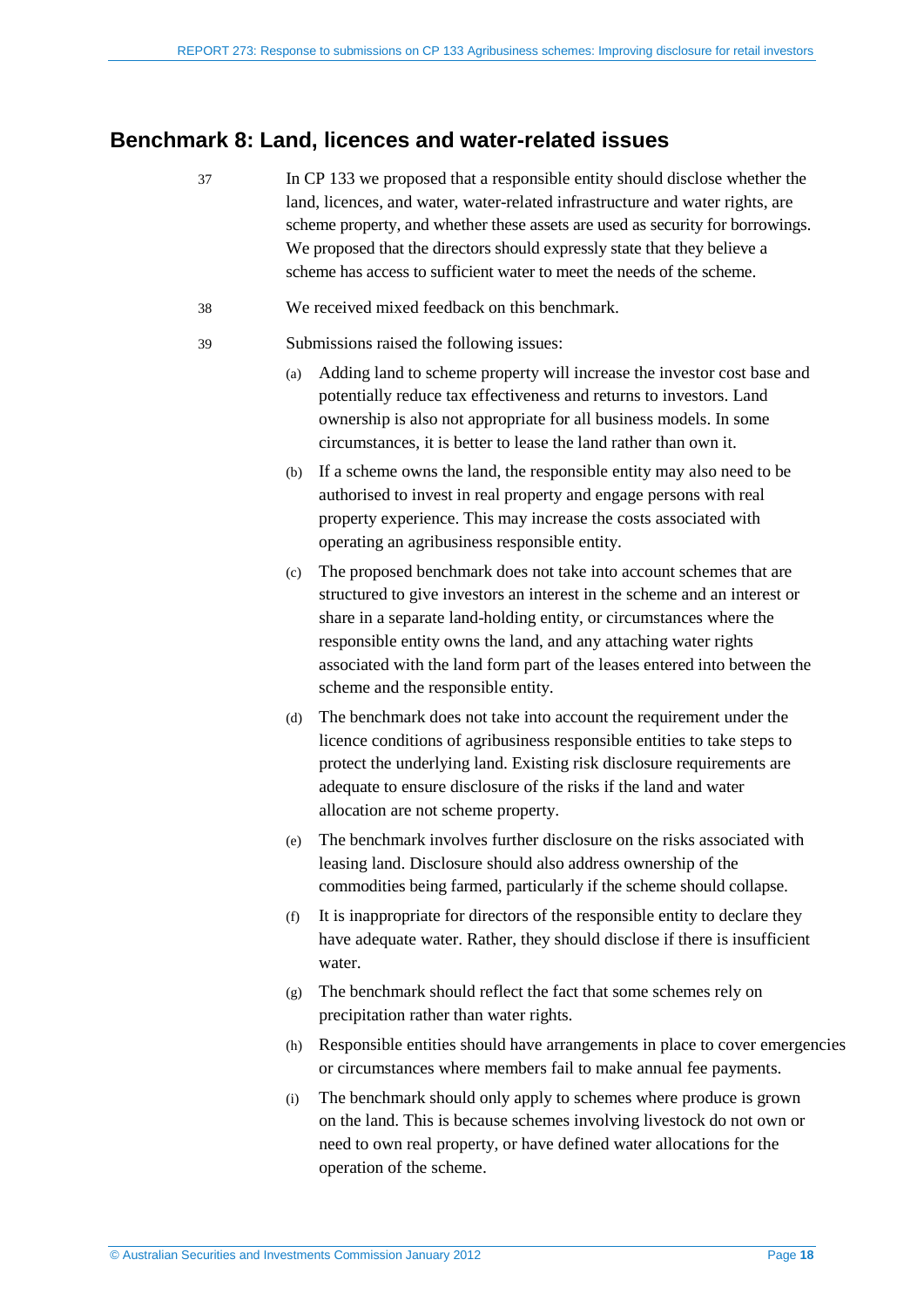## Benchmark 8: Land, licences and water-related issues

37 In CP 133 we proposed that a responsible entity should disclose whether the land, licences, and water, water-related infrastructure and water rights, are scheme property, and whether these assets are used as security for borrowings. We proposed that the directors should expressly state that they believe a scheme has access to sufficient water to meet the needs of the scheme.

38 We received mixed feedback on this benchmark.

39 Submissions raised the following issues:

(a) Adding land to scheme property will increase the investor cost base and potentially reduce tax effectiveness and returns to investors. Land ownership is also not appropriate for all business models. In some circumstances, it is better to lease the land rather than own it.

(b) If a scheme owns the land, the responsible entity may also need to be authorised to invest in real property and engage persons with real property experience. This may increase the costs associated with operating an agribusiness responsible entity.

(c) The proposed benchmark does not take into account schemes that are structured to give investors an interest in the scheme and an interest or share in a separate land-holding entity, or circumstances where the responsible entity owns the land, and any attaching water rights associated with the land form part of the leases entered into between the scheme and the responsible entity.

(d) The benchmark does not take into account the requirement under the licence conditions of agribusiness responsible entities to take steps to protect the underlying land. Existing risk disclosure requirements are adequate to ensure disclosure of the risks if the land and water allocation are not scheme property.

(e) The benchmark involves further disclosure on the risks associated with leasing land. Disclosure should also address ownership of the commodities being farmed, particularly if the scheme should collapse.

(f) It is inappropriate for directors of the responsible entity to declare they have adequate water. Rather, they should disclose if there is insufficient water.

(g) The benchmark should reflect the fact that some schemes rely on precipitation rather than water rights.

(h) Responsible entities should have arrangements in place to cover emergencies or circumstances where members fail to make annual fee payments.

(i) The benchmark should only apply to schemes where produce is grown on the land. This is because schemes involving livestock do not own or need to own real property, or have defined water allocations for the operation of the scheme.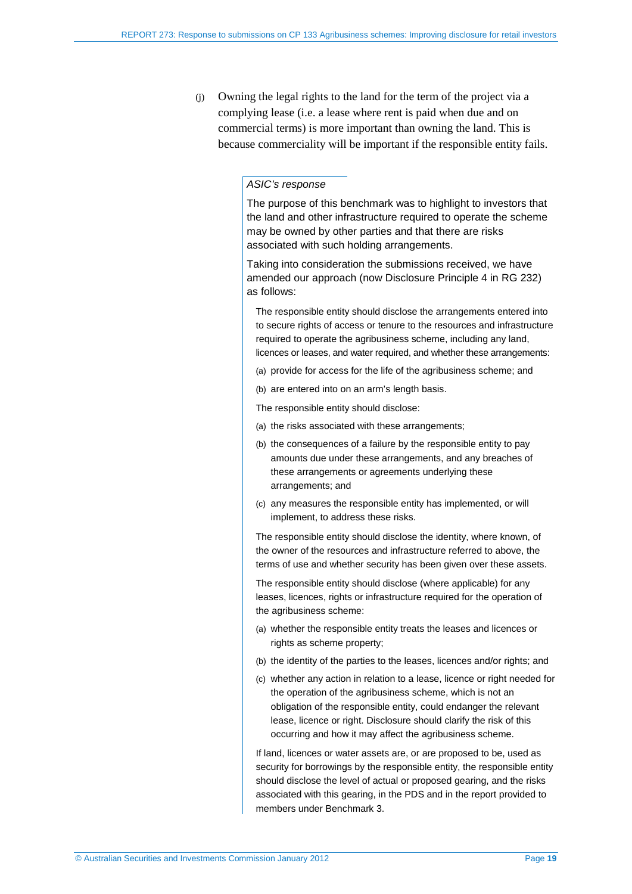(j) Owning the legal rights to the land for the term of the project via a complying lease (i.e. a lease where rent is paid when due and on commercial terms) is more important than owning the land. This is because commerciality will be important if the responsible entity fails.

> *ASIC's response*
>
> The purpose of this benchmark was to highlight to investors that the land and other infrastructure required to operate the scheme may be owned by other parties and that there are risks associated with such holding arrangements.
>
> Taking into consideration the submissions received, we have amended our approach (now Disclosure Principle 4 in RG 232) as follows:
>
> > The responsible entity should disclose the arrangements entered into to secure rights of access or tenure to the resources and infrastructure required to operate the agribusiness scheme, including any land, licences or leases, and water required, and whether these arrangements:
> >
> > (a) provide for access for the life of the agribusiness scheme; and
> >
> > (b) are entered into on an arm's length basis.
> >
> > The responsible entity should disclose:
> >
> > (a) the risks associated with these arrangements;
> >
> > (b) the consequences of a failure by the responsible entity to pay amounts due under these arrangements, and any breaches of these arrangements or agreements underlying these arrangements; and
> >
> > (c) any measures the responsible entity has implemented, or will implement, to address these risks.
> >
> > The responsible entity should disclose the identity, where known, of the owner of the resources and infrastructure referred to above, the terms of use and whether security has been given over these assets.
> >
> > The responsible entity should disclose (where applicable) for any leases, licences, rights or infrastructure required for the operation of the agribusiness scheme:
> >
> > (a) whether the responsible entity treats the leases and licences or rights as scheme property;
> >
> > (b) the identity of the parties to the leases, licences and/or rights; and
> >
> > (c) whether any action in relation to a lease, licence or right needed for the operation of the agribusiness scheme, which is not an obligation of the responsible entity, could endanger the relevant lease, licence or right. Disclosure should clarify the risk of this occurring and how it may affect the agribusiness scheme.
> >
> > If land, licences or water assets are, or are proposed to be, used as security for borrowings by the responsible entity, the responsible entity should disclose the level of actual or proposed gearing, and the risks associated with this gearing, in the PDS and in the report provided to members under Benchmark 3.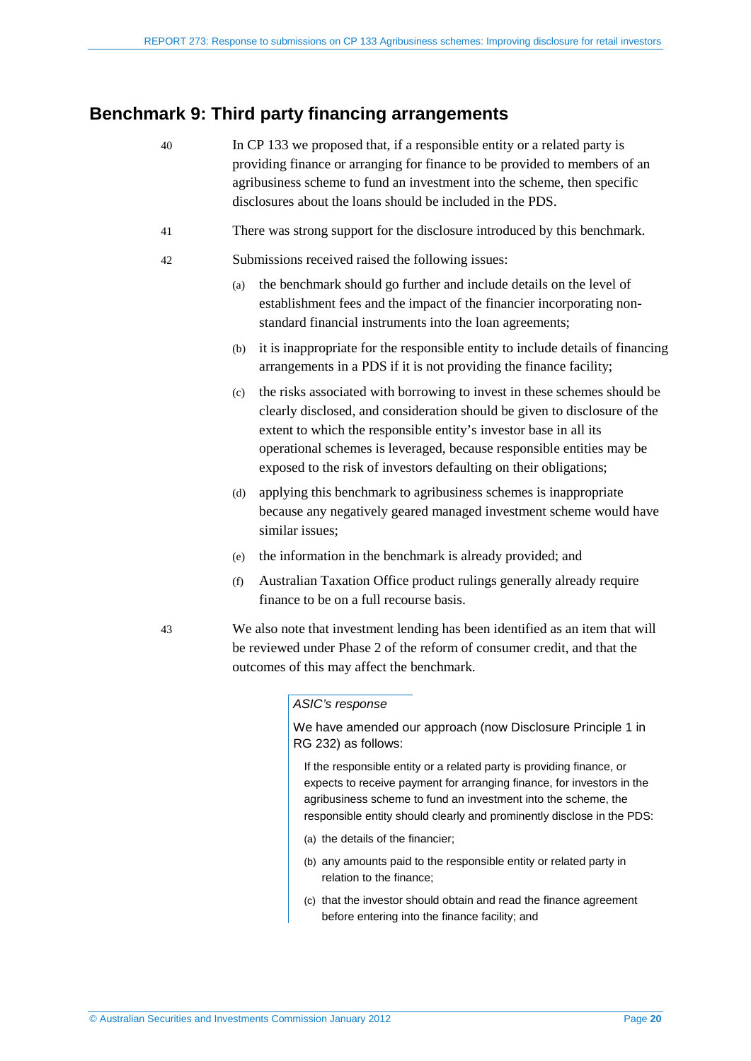## Benchmark 9: Third party financing arrangements

40 In CP 133 we proposed that, if a responsible entity or a related party is providing finance or arranging for finance to be provided to members of an agribusiness scheme to fund an investment into the scheme, then specific disclosures about the loans should be included in the PDS.

41 There was strong support for the disclosure introduced by this benchmark.

42 Submissions received raised the following issues:

(a) the benchmark should go further and include details on the level of establishment fees and the impact of the financier incorporating non-standard financial instruments into the loan agreements;

(b) it is inappropriate for the responsible entity to include details of financing arrangements in a PDS if it is not providing the finance facility;

(c) the risks associated with borrowing to invest in these schemes should be clearly disclosed, and consideration should be given to disclosure of the extent to which the responsible entity's investor base in all its operational schemes is leveraged, because responsible entities may be exposed to the risk of investors defaulting on their obligations;

(d) applying this benchmark to agribusiness schemes is inappropriate because any negatively geared managed investment scheme would have similar issues;

(e) the information in the benchmark is already provided; and

(f) Australian Taxation Office product rulings generally already require finance to be on a full recourse basis.

43 We also note that investment lending has been identified as an item that will be reviewed under Phase 2 of the reform of consumer credit, and that the outcomes of this may affect the benchmark.

> *ASIC's response*
>
> We have amended our approach (now Disclosure Principle 1 in RG 232) as follows:
>
> If the responsible entity or a related party is providing finance, or expects to receive payment for arranging finance, for investors in the agribusiness scheme to fund an investment into the scheme, the responsible entity should clearly and prominently disclose in the PDS:
>
> (a) the details of the financier;
>
> (b) any amounts paid to the responsible entity or related party in relation to the finance;
>
> (c) that the investor should obtain and read the finance agreement before entering into the finance facility; and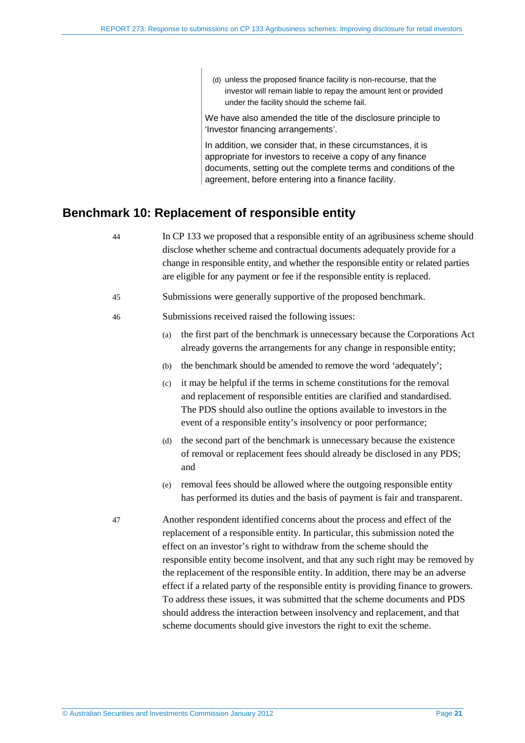(d) unless the proposed finance facility is non-recourse, that the investor will remain liable to repay the amount lent or provided under the facility should the scheme fail.

We have also amended the title of the disclosure principle to 'Investor financing arrangements'.

In addition, we consider that, in these circumstances, it is appropriate for investors to receive a copy of any finance documents, setting out the complete terms and conditions of the agreement, before entering into a finance facility.

## Benchmark 10: Replacement of responsible entity

44 In CP 133 we proposed that a responsible entity of an agribusiness scheme should disclose whether scheme and contractual documents adequately provide for a change in responsible entity, and whether the responsible entity or related parties are eligible for any payment or fee if the responsible entity is replaced.

45 Submissions were generally supportive of the proposed benchmark.

46 Submissions received raised the following issues:

(a) the first part of the benchmark is unnecessary because the Corporations Act already governs the arrangements for any change in responsible entity;

(b) the benchmark should be amended to remove the word 'adequately';

(c) it may be helpful if the terms in scheme constitutions for the removal and replacement of responsible entities are clarified and standardised. The PDS should also outline the options available to investors in the event of a responsible entity's insolvency or poor performance;

(d) the second part of the benchmark is unnecessary because the existence of removal or replacement fees should already be disclosed in any PDS; and

(e) removal fees should be allowed where the outgoing responsible entity has performed its duties and the basis of payment is fair and transparent.

47 Another respondent identified concerns about the process and effect of the replacement of a responsible entity. In particular, this submission noted the effect on an investor's right to withdraw from the scheme should the responsible entity become insolvent, and that any such right may be removed by the replacement of the responsible entity. In addition, there may be an adverse effect if a related party of the responsible entity is providing finance to growers. To address these issues, it was submitted that the scheme documents and PDS should address the interaction between insolvency and replacement, and that scheme documents should give investors the right to exit the scheme.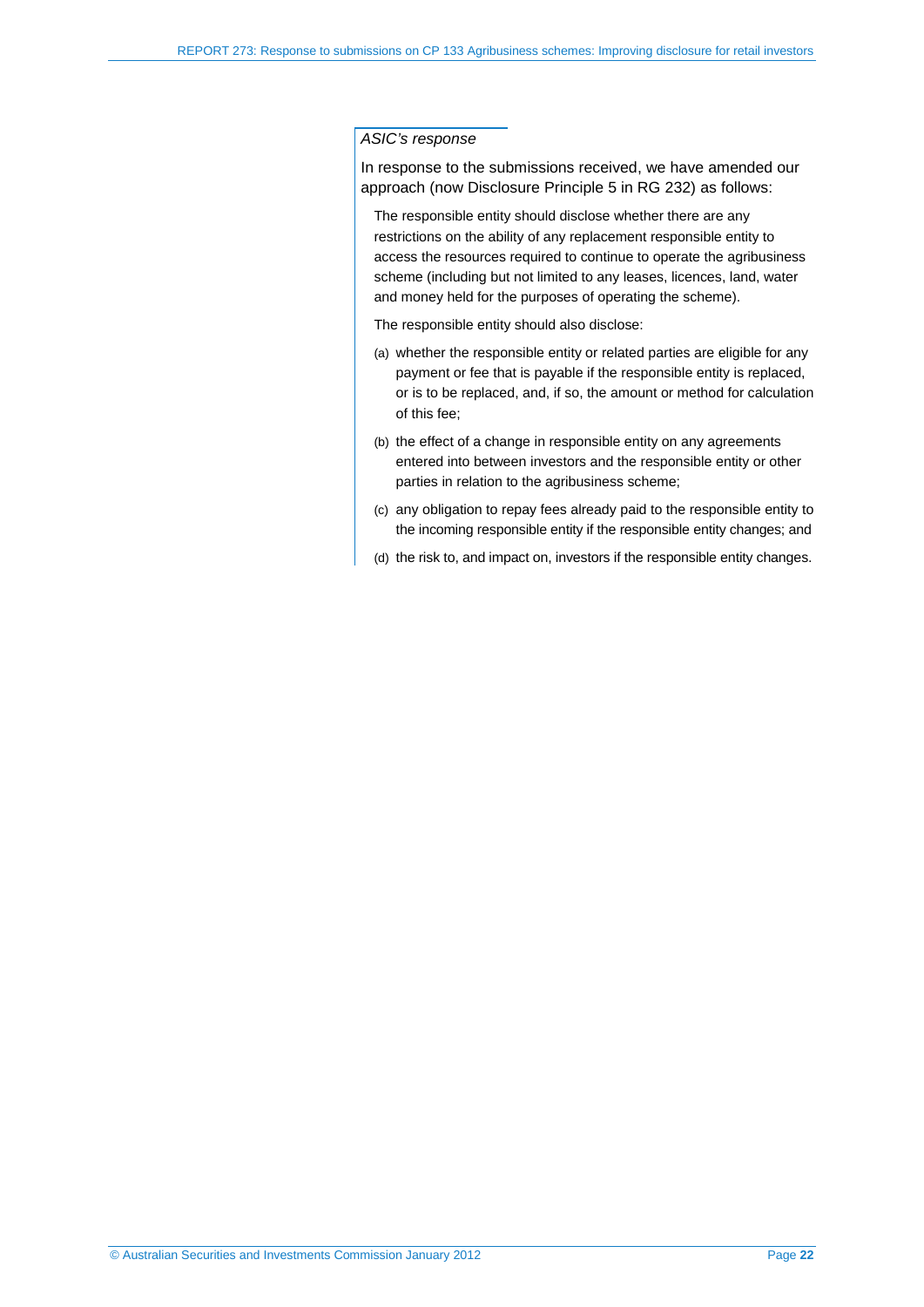*ASIC's response*

In response to the submissions received, we have amended our approach (now Disclosure Principle 5 in RG 232) as follows:

> The responsible entity should disclose whether there are any restrictions on the ability of any replacement responsible entity to access the resources required to continue to operate the agribusiness scheme (including but not limited to any leases, licences, land, water and money held for the purposes of operating the scheme).
>
> The responsible entity should also disclose:
>
> (a) whether the responsible entity or related parties are eligible for any payment or fee that is payable if the responsible entity is replaced, or is to be replaced, and, if so, the amount or method for calculation of this fee;
>
> (b) the effect of a change in responsible entity on any agreements entered into between investors and the responsible entity or other parties in relation to the agribusiness scheme;
>
> (c) any obligation to repay fees already paid to the responsible entity to the incoming responsible entity if the responsible entity changes; and
>
> (d) the risk to, and impact on, investors if the responsible entity changes.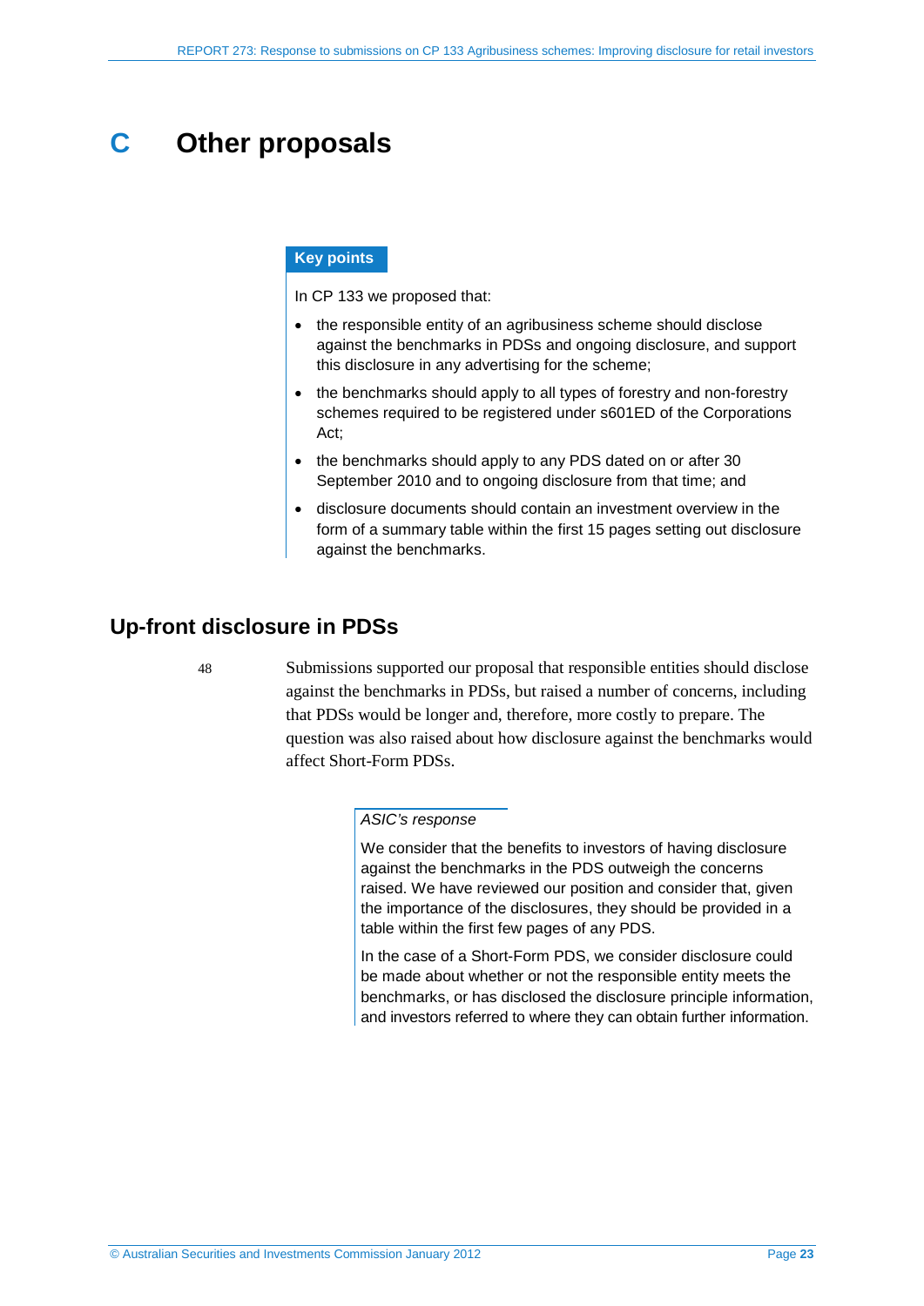# C Other proposals

**Key points**

In CP 133 we proposed that:

- the responsible entity of an agribusiness scheme should disclose against the benchmarks in PDSs and ongoing disclosure, and support this disclosure in any advertising for the scheme;
- the benchmarks should apply to all types of forestry and non-forestry schemes required to be registered under s601ED of the Corporations Act;
- the benchmarks should apply to any PDS dated on or after 30 September 2010 and to ongoing disclosure from that time; and
- disclosure documents should contain an investment overview in the form of a summary table within the first 15 pages setting out disclosure against the benchmarks.

## Up-front disclosure in PDSs

48 Submissions supported our proposal that responsible entities should disclose against the benchmarks in PDSs, but raised a number of concerns, including that PDSs would be longer and, therefore, more costly to prepare. The question was also raised about how disclosure against the benchmarks would affect Short-Form PDSs.

*ASIC's response*

We consider that the benefits to investors of having disclosure against the benchmarks in the PDS outweigh the concerns raised. We have reviewed our position and consider that, given the importance of the disclosures, they should be provided in a table within the first few pages of any PDS.

In the case of a Short-Form PDS, we consider disclosure could be made about whether or not the responsible entity meets the benchmarks, or has disclosed the disclosure principle information, and investors referred to where they can obtain further information.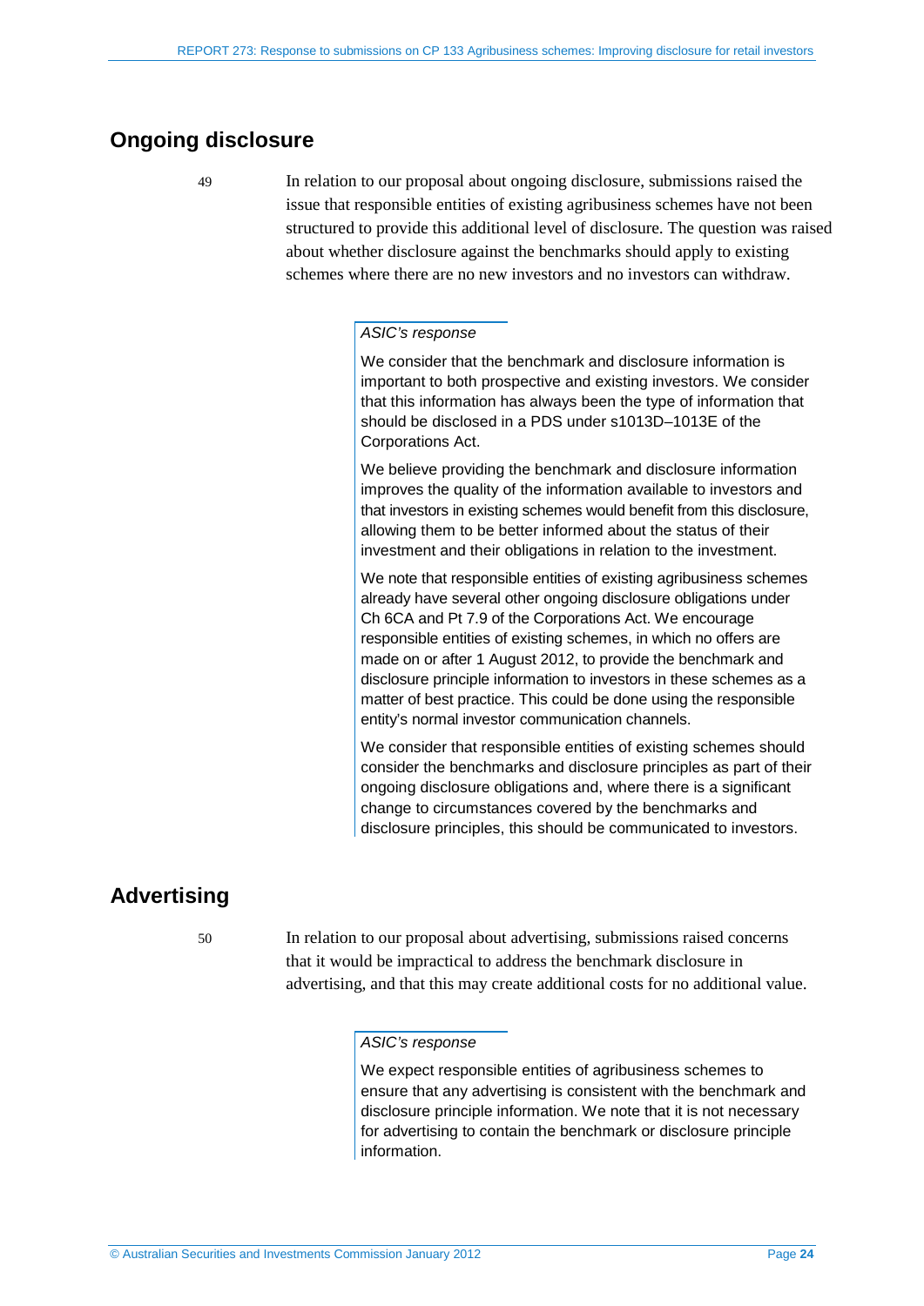## Ongoing disclosure

49 In relation to our proposal about ongoing disclosure, submissions raised the issue that responsible entities of existing agribusiness schemes have not been structured to provide this additional level of disclosure. The question was raised about whether disclosure against the benchmarks should apply to existing schemes where there are no new investors and no investors can withdraw.

> *ASIC's response*
>
> We consider that the benchmark and disclosure information is important to both prospective and existing investors. We consider that this information has always been the type of information that should be disclosed in a PDS under s1013D–1013E of the Corporations Act.
>
> We believe providing the benchmark and disclosure information improves the quality of the information available to investors and that investors in existing schemes would benefit from this disclosure, allowing them to be better informed about the status of their investment and their obligations in relation to the investment.
>
> We note that responsible entities of existing agribusiness schemes already have several other ongoing disclosure obligations under Ch 6CA and Pt 7.9 of the Corporations Act. We encourage responsible entities of existing schemes, in which no offers are made on or after 1 August 2012, to provide the benchmark and disclosure principle information to investors in these schemes as a matter of best practice. This could be done using the responsible entity's normal investor communication channels.
>
> We consider that responsible entities of existing schemes should consider the benchmarks and disclosure principles as part of their ongoing disclosure obligations and, where there is a significant change to circumstances covered by the benchmarks and disclosure principles, this should be communicated to investors.

## Advertising

50 In relation to our proposal about advertising, submissions raised concerns that it would be impractical to address the benchmark disclosure in advertising, and that this may create additional costs for no additional value.

> *ASIC's response*
>
> We expect responsible entities of agribusiness schemes to ensure that any advertising is consistent with the benchmark and disclosure principle information. We note that it is not necessary for advertising to contain the benchmark or disclosure principle information.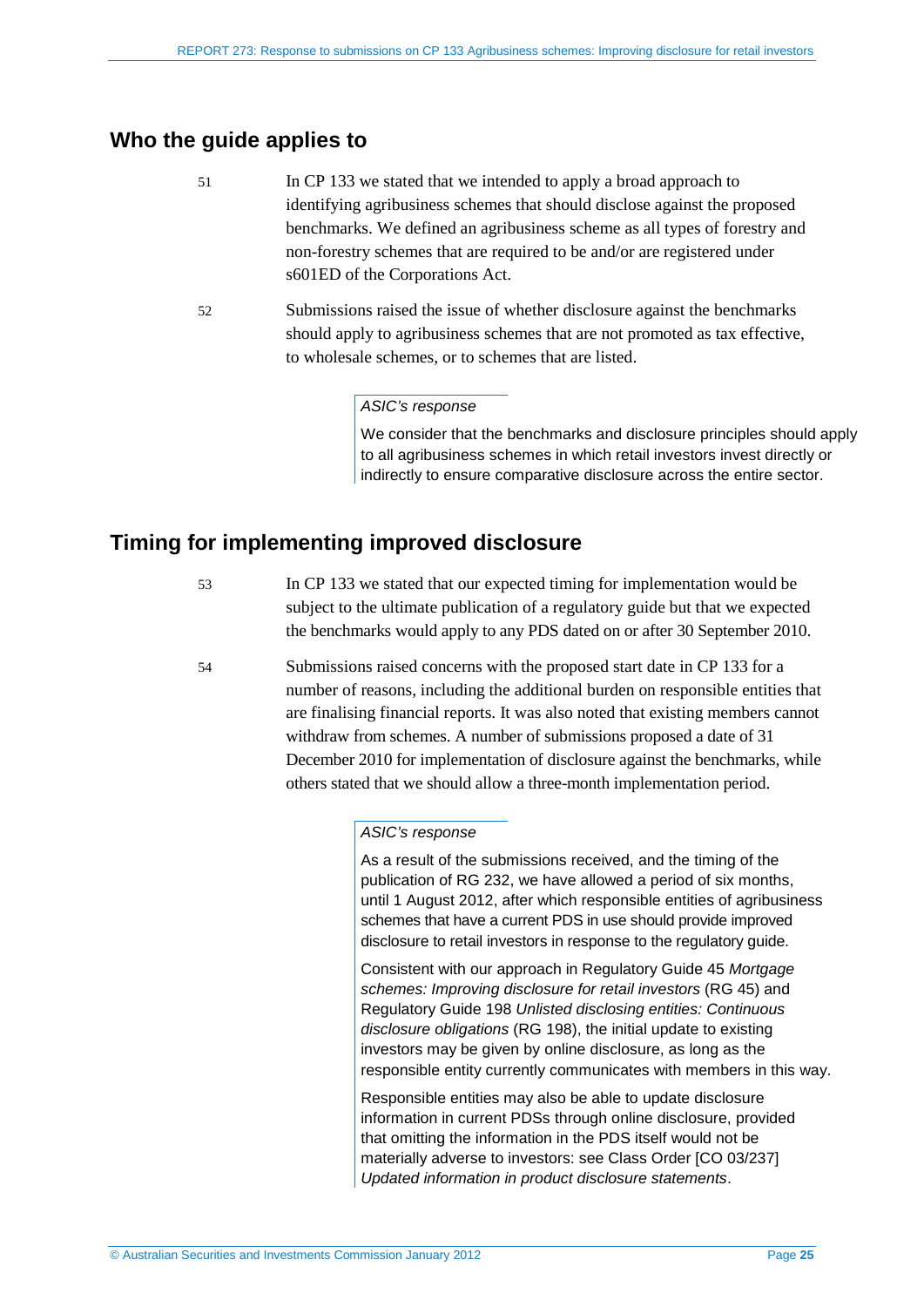## Who the guide applies to

51 In CP 133 we stated that we intended to apply a broad approach to identifying agribusiness schemes that should disclose against the proposed benchmarks. We defined an agribusiness scheme as all types of forestry and non-forestry schemes that are required to be and/or are registered under s601ED of the Corporations Act.

52 Submissions raised the issue of whether disclosure against the benchmarks should apply to agribusiness schemes that are not promoted as tax effective, to wholesale schemes, or to schemes that are listed.

> *ASIC's response*
>
> We consider that the benchmarks and disclosure principles should apply to all agribusiness schemes in which retail investors invest directly or indirectly to ensure comparative disclosure across the entire sector.

## Timing for implementing improved disclosure

53 In CP 133 we stated that our expected timing for implementation would be subject to the ultimate publication of a regulatory guide but that we expected the benchmarks would apply to any PDS dated on or after 30 September 2010.

54 Submissions raised concerns with the proposed start date in CP 133 for a number of reasons, including the additional burden on responsible entities that are finalising financial reports. It was also noted that existing members cannot withdraw from schemes. A number of submissions proposed a date of 31 December 2010 for implementation of disclosure against the benchmarks, while others stated that we should allow a three-month implementation period.

> *ASIC's response*
>
> As a result of the submissions received, and the timing of the publication of RG 232, we have allowed a period of six months, until 1 August 2012, after which responsible entities of agribusiness schemes that have a current PDS in use should provide improved disclosure to retail investors in response to the regulatory guide.
>
> Consistent with our approach in Regulatory Guide 45 *Mortgage schemes: Improving disclosure for retail investors* (RG 45) and Regulatory Guide 198 *Unlisted disclosing entities: Continuous disclosure obligations* (RG 198), the initial update to existing investors may be given by online disclosure, as long as the responsible entity currently communicates with members in this way.
>
> Responsible entities may also be able to update disclosure information in current PDSs through online disclosure, provided that omitting the information in the PDS itself would not be materially adverse to investors: see Class Order [CO 03/237] *Updated information in product disclosure statements*.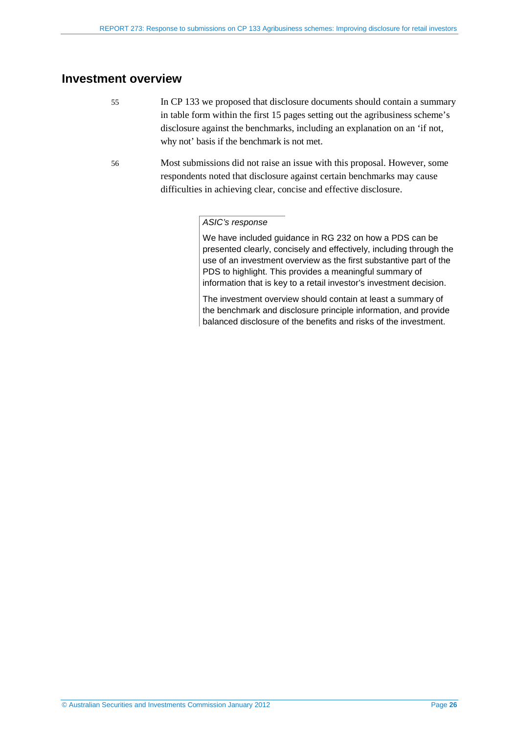## Investment overview

55 In CP 133 we proposed that disclosure documents should contain a summary in table form within the first 15 pages setting out the agribusiness scheme's disclosure against the benchmarks, including an explanation on an 'if not, why not' basis if the benchmark is not met.

56 Most submissions did not raise an issue with this proposal. However, some respondents noted that disclosure against certain benchmarks may cause difficulties in achieving clear, concise and effective disclosure.

> *ASIC's response*
>
> We have included guidance in RG 232 on how a PDS can be presented clearly, concisely and effectively, including through the use of an investment overview as the first substantive part of the PDS to highlight. This provides a meaningful summary of information that is key to a retail investor's investment decision.
>
> The investment overview should contain at least a summary of the benchmark and disclosure principle information, and provide balanced disclosure of the benefits and risks of the investment.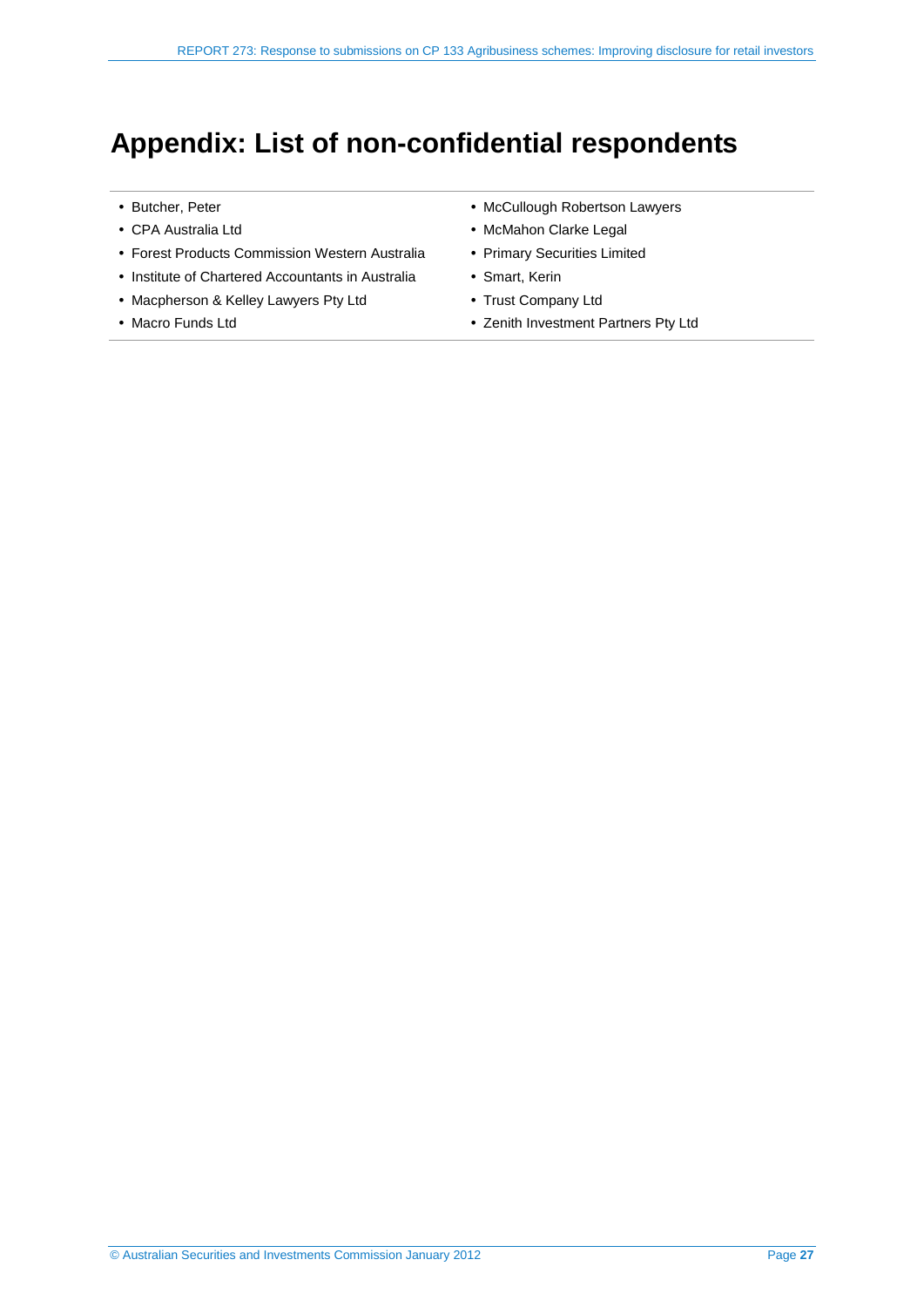# Appendix: List of non-confidential respondents

- Butcher, Peter
- CPA Australia Ltd
- Forest Products Commission Western Australia
- Institute of Chartered Accountants in Australia
- Macpherson & Kelley Lawyers Pty Ltd
- Macro Funds Ltd
- McCullough Robertson Lawyers
- McMahon Clarke Legal
- Primary Securities Limited
- Smart, Kerin
- Trust Company Ltd
- Zenith Investment Partners Pty Ltd